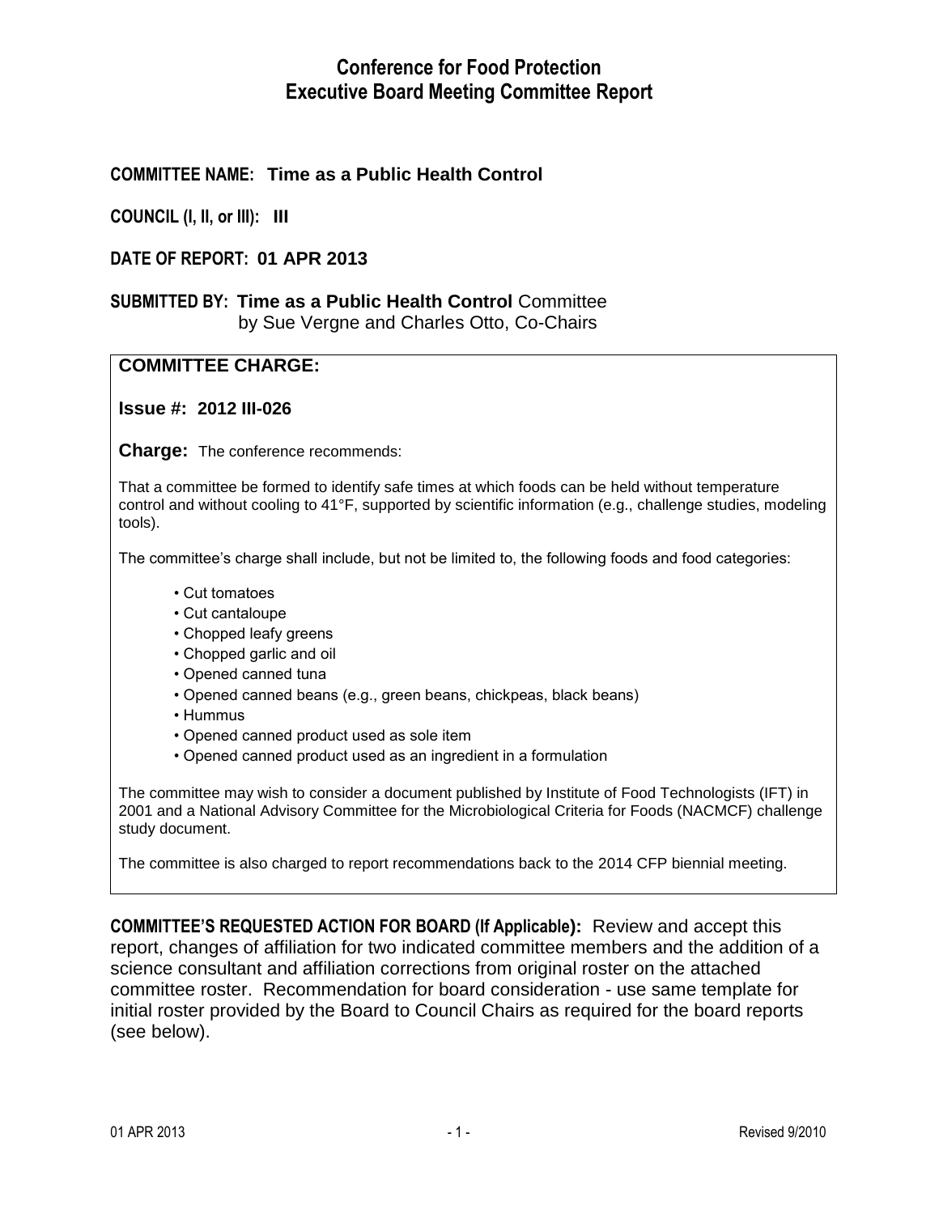# Conference for Food Protection
# Executive Board Meeting Committee Report

**COMMITTEE NAME: Time as a Public Health Control**

**COUNCIL (I, II, or III): III**

**DATE OF REPORT: 01 APR 2013**

**SUBMITTED BY: Time as a Public Health Control** Committee
by Sue Vergne and Charles Otto, Co-Chairs

---

**COMMITTEE CHARGE:**

**Issue #: 2012 III-026**

**Charge:** The conference recommends:

That a committee be formed to identify safe times at which foods can be held without temperature control and without cooling to 41°F, supported by scientific information (e.g., challenge studies, modeling tools).

The committee's charge shall include, but not be limited to, the following foods and food categories:

- Cut tomatoes
- Cut cantaloupe
- Chopped leafy greens
- Chopped garlic and oil
- Opened canned tuna
- Opened canned beans (e.g., green beans, chickpeas, black beans)
- Hummus
- Opened canned product used as sole item
- Opened canned product used as an ingredient in a formulation

The committee may wish to consider a document published by Institute of Food Technologists (IFT) in 2001 and a National Advisory Committee for the Microbiological Criteria for Foods (NACMCF) challenge study document.

The committee is also charged to report recommendations back to the 2014 CFP biennial meeting.

---

**COMMITTEE'S REQUESTED ACTION FOR BOARD (If Applicable):** Review and accept this report, changes of affiliation for two indicated committee members and the addition of a science consultant and affiliation corrections from original roster on the attached committee roster. Recommendation for board consideration - use same template for initial roster provided by the Board to Council Chairs as required for the board reports (see below).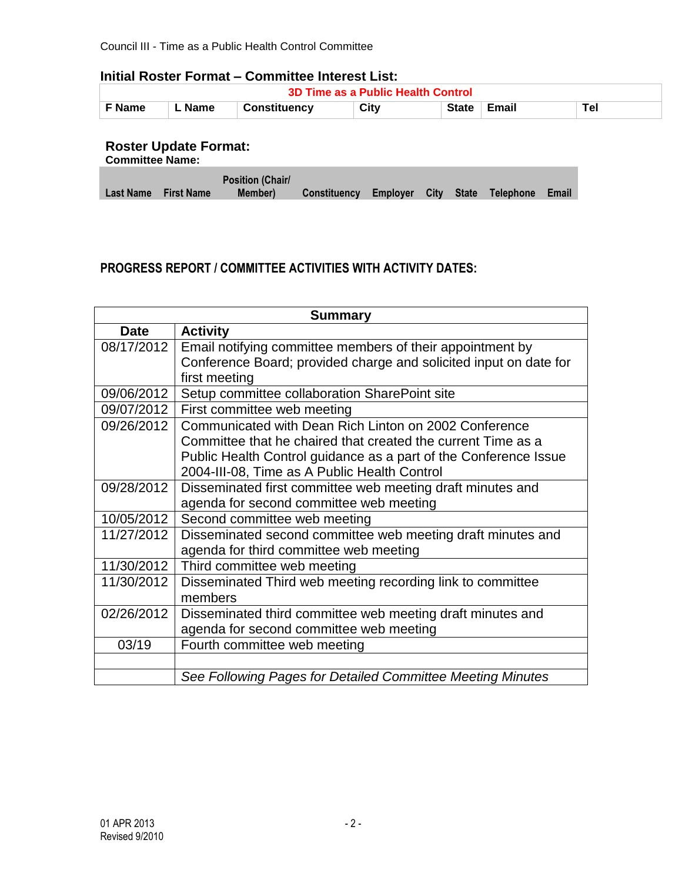Council III - Time as a Public Health Control Committee

### Initial Roster Format – Committee Interest List:

| 3D Time as a Public Health Control | | | | | | |
|---|---|---|---|---|---|---|
| **F Name** | **L Name** | **Constituency** | **City** | **State** | **Email** | **Tel** |

### Roster Update Format:

**Committee Name:**

| Last Name | First Name | Position (Chair/ Member) | Constituency | Employer | City | State | Telephone | Email |
|---|---|---|---|---|---|---|---|---|

### PROGRESS REPORT / COMMITTEE ACTIVITIES WITH ACTIVITY DATES:

| Summary | |
|---|---|
| **Date** | **Activity** |
| 08/17/2012 | Email notifying committee members of their appointment by Conference Board; provided charge and solicited input on date for first meeting |
| 09/06/2012 | Setup committee collaboration SharePoint site |
| 09/07/2012 | First committee web meeting |
| 09/26/2012 | Communicated with Dean Rich Linton on 2002 Conference Committee that he chaired that created the current Time as a Public Health Control guidance as a part of the Conference Issue 2004-III-08, Time as A Public Health Control |
| 09/28/2012 | Disseminated first committee web meeting draft minutes and agenda for second committee web meeting |
| 10/05/2012 | Second committee web meeting |
| 11/27/2012 | Disseminated second committee web meeting draft minutes and agenda for third committee web meeting |
| 11/30/2012 | Third committee web meeting |
| 11/30/2012 | Disseminated Third web meeting recording link to committee members |
| 02/26/2012 | Disseminated third committee web meeting draft minutes and agenda for second committee web meeting |
| 03/19 | Fourth committee web meeting |
| | |
| | *See Following Pages for Detailed Committee Meeting Minutes* |

01 APR 2013
Revised 9/2010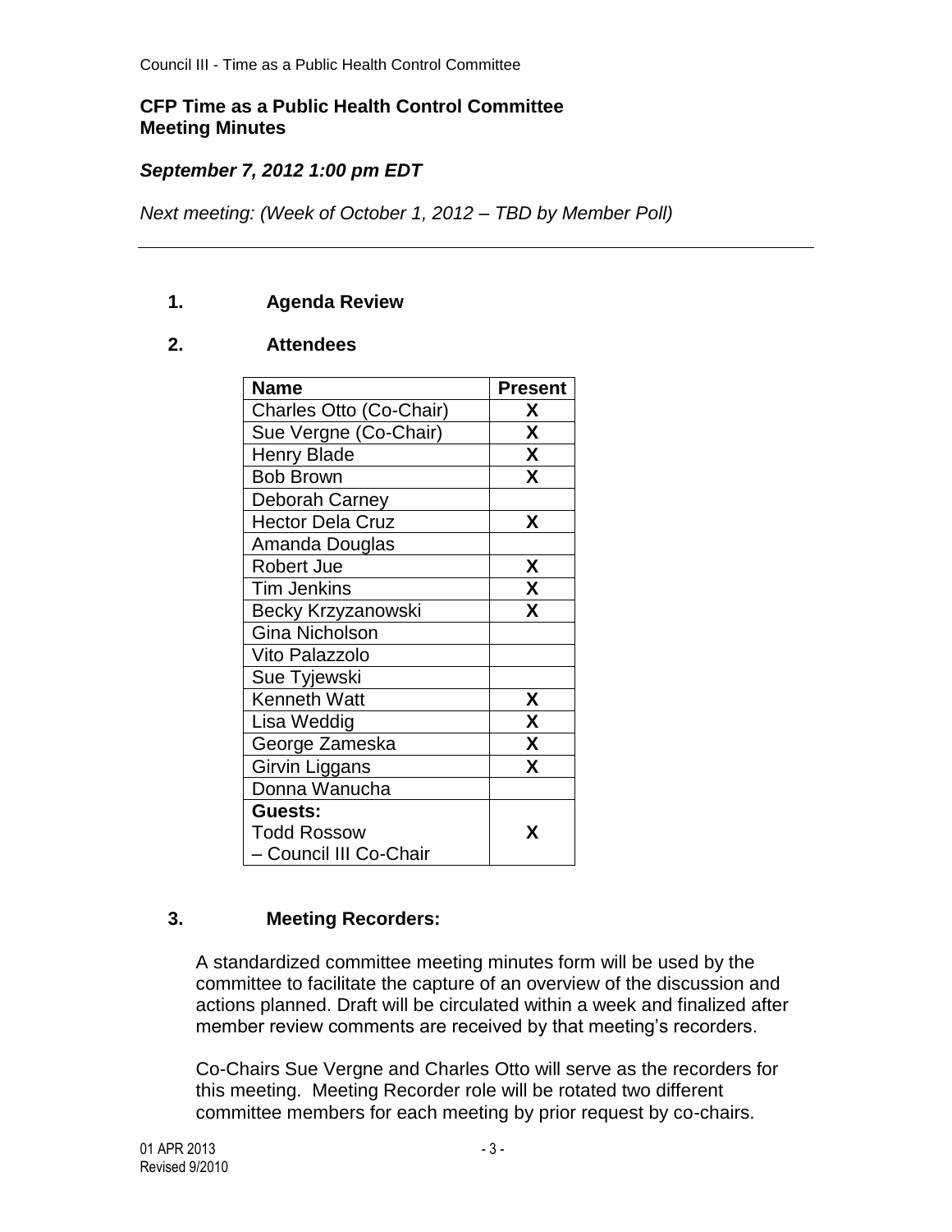## CFP Time as a Public Health Control Committee
## Meeting Minutes

### *September 7, 2012 1:00 pm EDT*

*Next meeting: (Week of October 1, 2012 – TBD by Member Poll)*

---

1. **Agenda Review**

2. **Attendees**

| Name | Present |
|---|---|
| Charles Otto (Co-Chair) | X |
| Sue Vergne (Co-Chair) | X |
| Henry Blade | X |
| Bob Brown | X |
| Deborah Carney | |
| Hector Dela Cruz | X |
| Amanda Douglas | |
| Robert Jue | X |
| Tim Jenkins | X |
| Becky Krzyzanowski | X |
| Gina Nicholson | |
| Vito Palazzolo | |
| Sue Tyjewski | |
| Kenneth Watt | X |
| Lisa Weddig | X |
| George Zameska | X |
| Girvin Liggans | X |
| Donna Wanucha | |
| **Guests:** Todd Rossow – Council III Co-Chair | X |

3. **Meeting Recorders:**

A standardized committee meeting minutes form will be used by the committee to facilitate the capture of an overview of the discussion and actions planned. Draft will be circulated within a week and finalized after member review comments are received by that meeting's recorders.

Co-Chairs Sue Vergne and Charles Otto will serve as the recorders for this meeting. Meeting Recorder role will be rotated two different committee members for each meeting by prior request by co-chairs.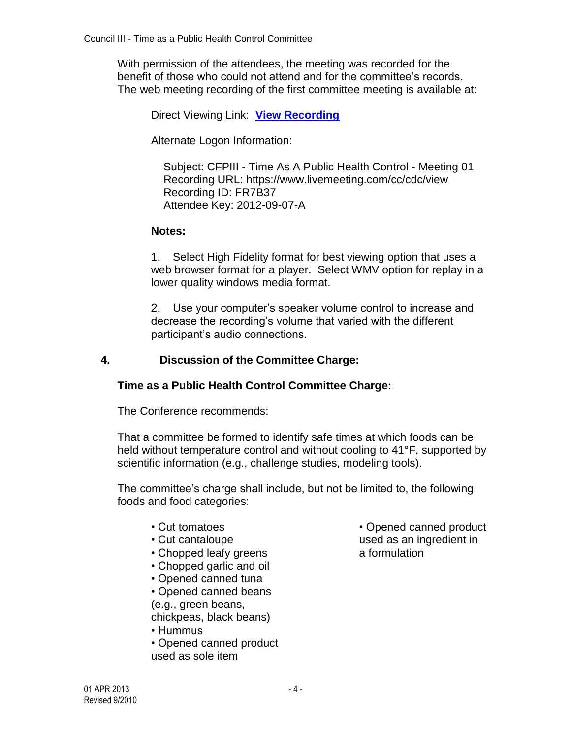With permission of the attendees, the meeting was recorded for the benefit of those who could not attend and for the committee's records. The web meeting recording of the first committee meeting is available at:

Direct Viewing Link: **View Recording**

Alternate Logon Information:

Subject: CFPIII - Time As A Public Health Control - Meeting 01
Recording URL: https://www.livemeeting.com/cc/cdc/view
Recording ID: FR7B37
Attendee Key: 2012-09-07-A

**Notes:**

1. Select High Fidelity format for best viewing option that uses a web browser format for a player. Select WMV option for replay in a lower quality windows media format.

2. Use your computer's speaker volume control to increase and decrease the recording's volume that varied with the different participant's audio connections.

## 4. Discussion of the Committee Charge:

### Time as a Public Health Control Committee Charge:

The Conference recommends:

That a committee be formed to identify safe times at which foods can be held without temperature control and without cooling to 41°F, supported by scientific information (e.g., challenge studies, modeling tools).

The committee's charge shall include, but not be limited to, the following foods and food categories:

- Cut tomatoes
- Cut cantaloupe
- Chopped leafy greens
- Chopped garlic and oil
- Opened canned tuna
- Opened canned beans (e.g., green beans, chickpeas, black beans)
- Hummus
- Opened canned product used as sole item
- Opened canned product used as an ingredient in a formulation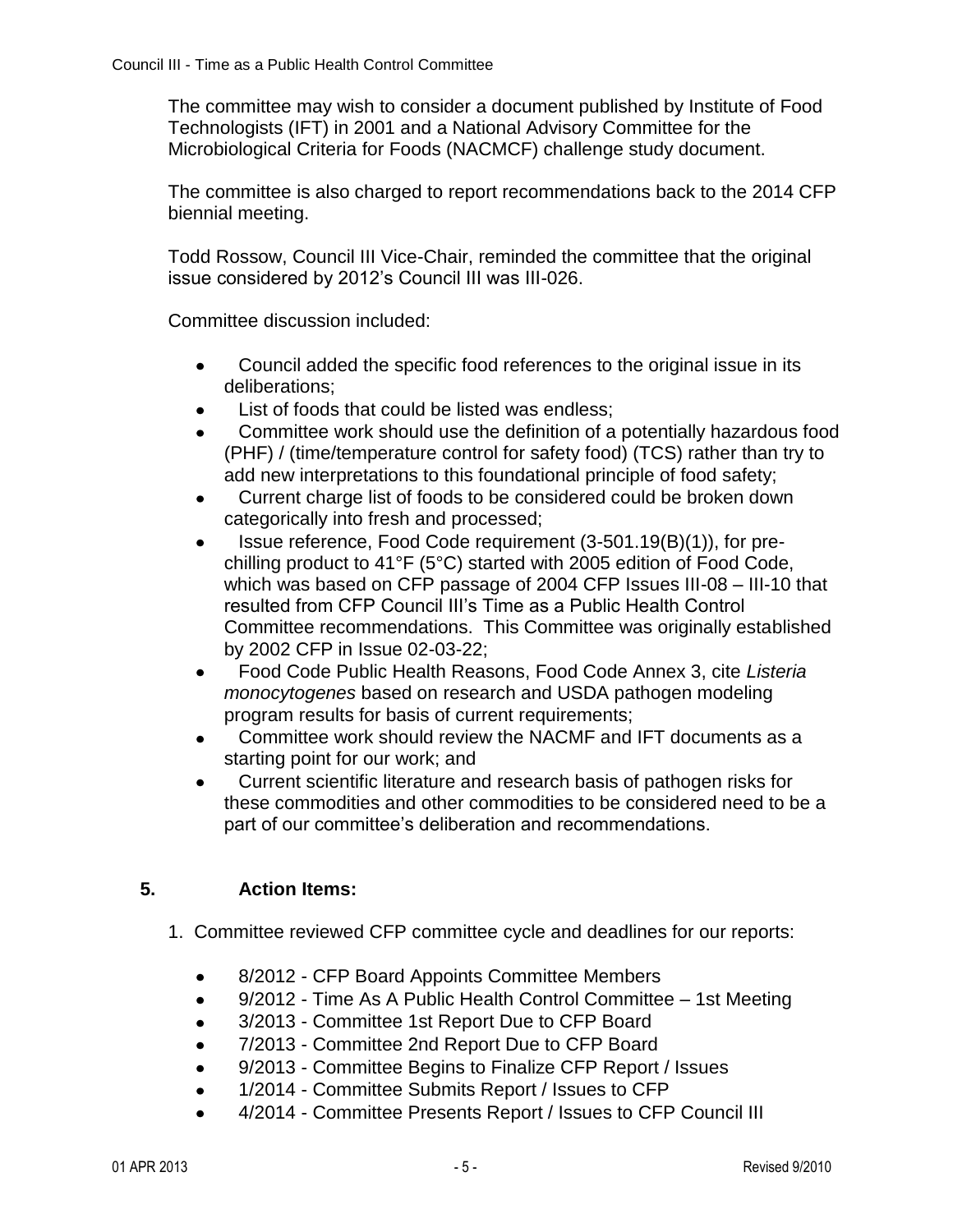The committee may wish to consider a document published by Institute of Food Technologists (IFT) in 2001 and a National Advisory Committee for the Microbiological Criteria for Foods (NACMCF) challenge study document.

The committee is also charged to report recommendations back to the 2014 CFP biennial meeting.

Todd Rossow, Council III Vice-Chair, reminded the committee that the original issue considered by 2012's Council III was III-026.

Committee discussion included:

- Council added the specific food references to the original issue in its deliberations;
- List of foods that could be listed was endless;
- Committee work should use the definition of a potentially hazardous food (PHF) / (time/temperature control for safety food) (TCS) rather than try to add new interpretations to this foundational principle of food safety;
- Current charge list of foods to be considered could be broken down categorically into fresh and processed;
- Issue reference, Food Code requirement (3-501.19(B)(1)), for pre-chilling product to 41°F (5°C) started with 2005 edition of Food Code, which was based on CFP passage of 2004 CFP Issues III-08 – III-10 that resulted from CFP Council III's Time as a Public Health Control Committee recommendations. This Committee was originally established by 2002 CFP in Issue 02-03-22;
- Food Code Public Health Reasons, Food Code Annex 3, cite *Listeria monocytogenes* based on research and USDA pathogen modeling program results for basis of current requirements;
- Committee work should review the NACMF and IFT documents as a starting point for our work; and
- Current scientific literature and research basis of pathogen risks for these commodities and other commodities to be considered need to be a part of our committee's deliberation and recommendations.

## 5. Action Items:

1. Committee reviewed CFP committee cycle and deadlines for our reports:

   - 8/2012 - CFP Board Appoints Committee Members
   - 9/2012 - Time As A Public Health Control Committee – 1st Meeting
   - 3/2013 - Committee 1st Report Due to CFP Board
   - 7/2013 - Committee 2nd Report Due to CFP Board
   - 9/2013 - Committee Begins to Finalize CFP Report / Issues
   - 1/2014 - Committee Submits Report / Issues to CFP
   - 4/2014 - Committee Presents Report / Issues to CFP Council III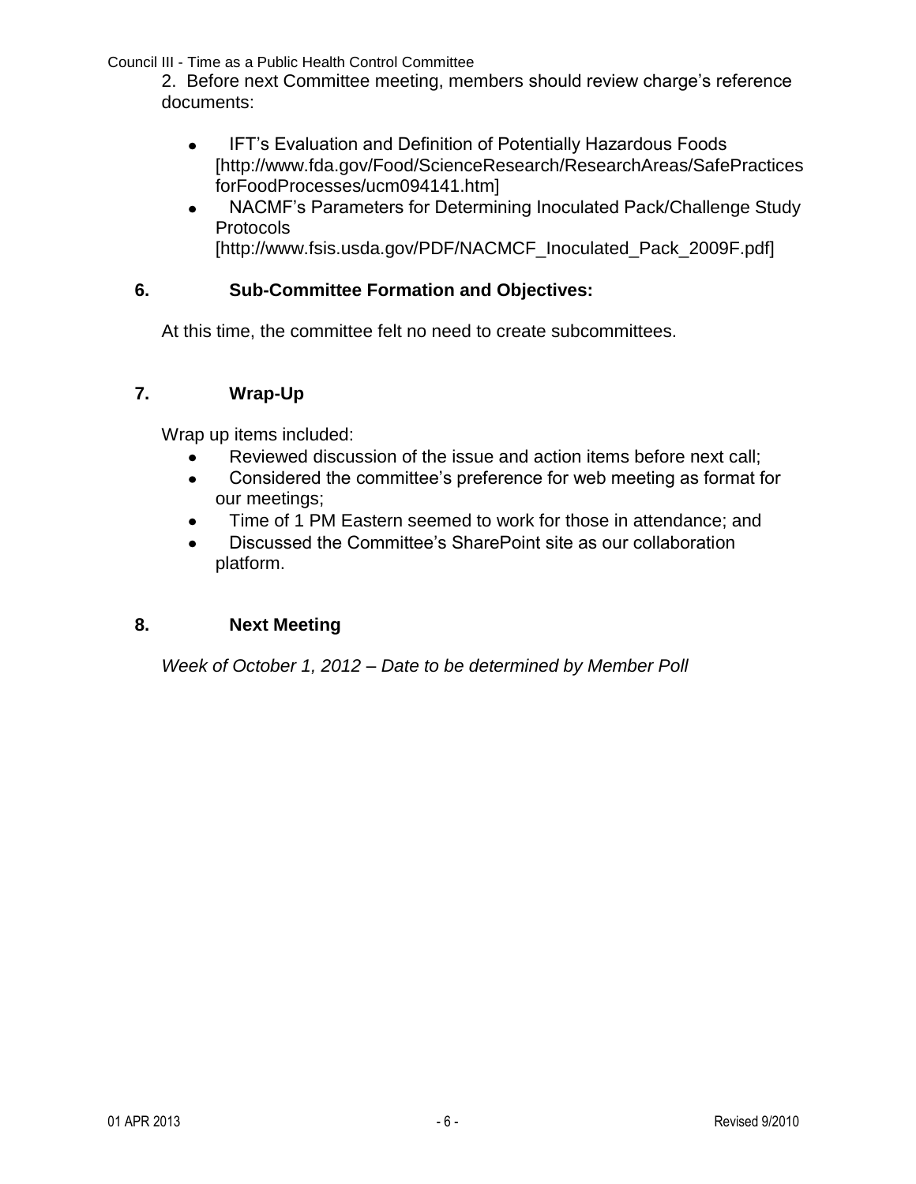2. Before next Committee meeting, members should review charge's reference documents:

- IFT's Evaluation and Definition of Potentially Hazardous Foods [http://www.fda.gov/Food/ScienceResearch/ResearchAreas/SafePracticesforFoodProcesses/ucm094141.htm]
- NACMF's Parameters for Determining Inoculated Pack/Challenge Study Protocols [http://www.fsis.usda.gov/PDF/NACMCF_Inoculated_Pack_2009F.pdf]

## 6. Sub-Committee Formation and Objectives:

At this time, the committee felt no need to create subcommittees.

## 7. Wrap-Up

Wrap up items included:

- Reviewed discussion of the issue and action items before next call;
- Considered the committee's preference for web meeting as format for our meetings;
- Time of 1 PM Eastern seemed to work for those in attendance; and
- Discussed the Committee's SharePoint site as our collaboration platform.

## 8. Next Meeting

*Week of October 1, 2012 – Date to be determined by Member Poll*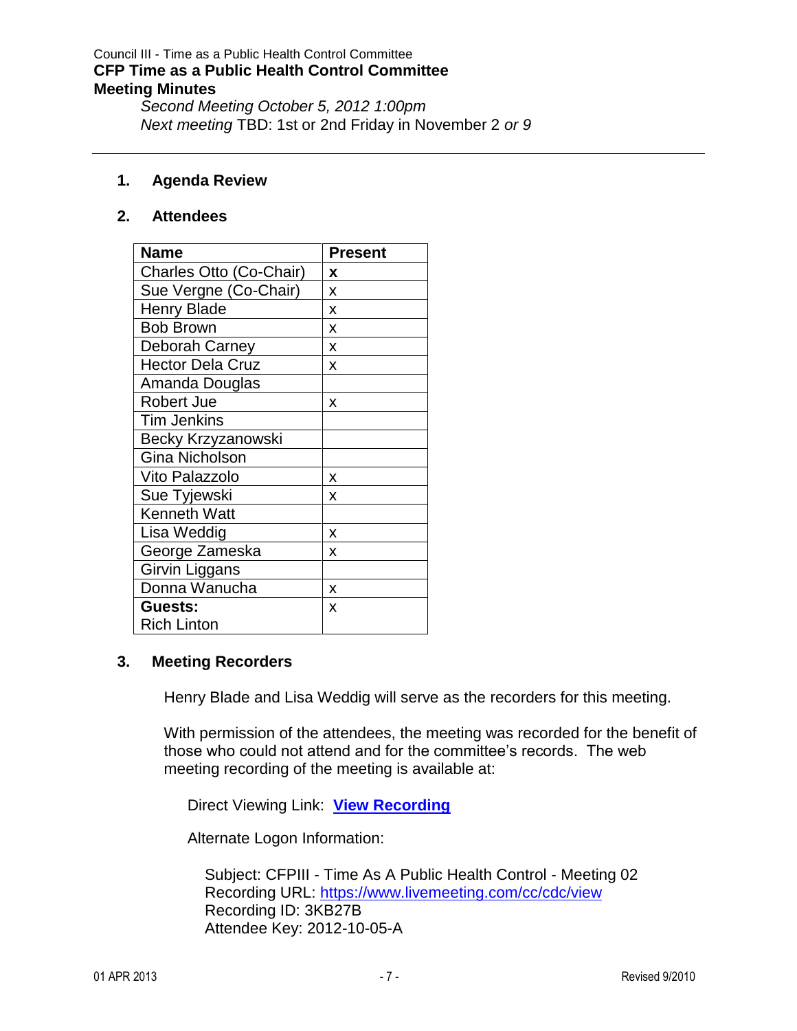Council III - Time as a Public Health Control Committee

**CFP Time as a Public Health Control Committee**

**Meeting Minutes**

*Second Meeting October 5, 2012 1:00pm*

*Next meeting* TBD: 1st or 2nd Friday in November 2 *or 9*

---

## 1. Agenda Review

## 2. Attendees

| Name | Present |
|---|---|
| Charles Otto (Co-Chair) | **x** |
| Sue Vergne (Co-Chair) | x |
| Henry Blade | x |
| Bob Brown | x |
| Deborah Carney | x |
| Hector Dela Cruz | x |
| Amanda Douglas | |
| Robert Jue | x |
| Tim Jenkins | |
| Becky Krzyzanowski | |
| Gina Nicholson | |
| Vito Palazzolo | x |
| Sue Tyjewski | x |
| Kenneth Watt | |
| Lisa Weddig | x |
| George Zameska | x |
| Girvin Liggans | |
| Donna Wanucha | x |
| **Guests:** Rich Linton | x |

## 3. Meeting Recorders

Henry Blade and Lisa Weddig will serve as the recorders for this meeting.

With permission of the attendees, the meeting was recorded for the benefit of those who could not attend and for the committee's records. The web meeting recording of the meeting is available at:

Direct Viewing Link: **View Recording**

Alternate Logon Information:

Subject: CFPIII - Time As A Public Health Control - Meeting 02
Recording URL: https://www.livemeeting.com/cc/cdc/view
Recording ID: 3KB27B
Attendee Key: 2012-10-05-A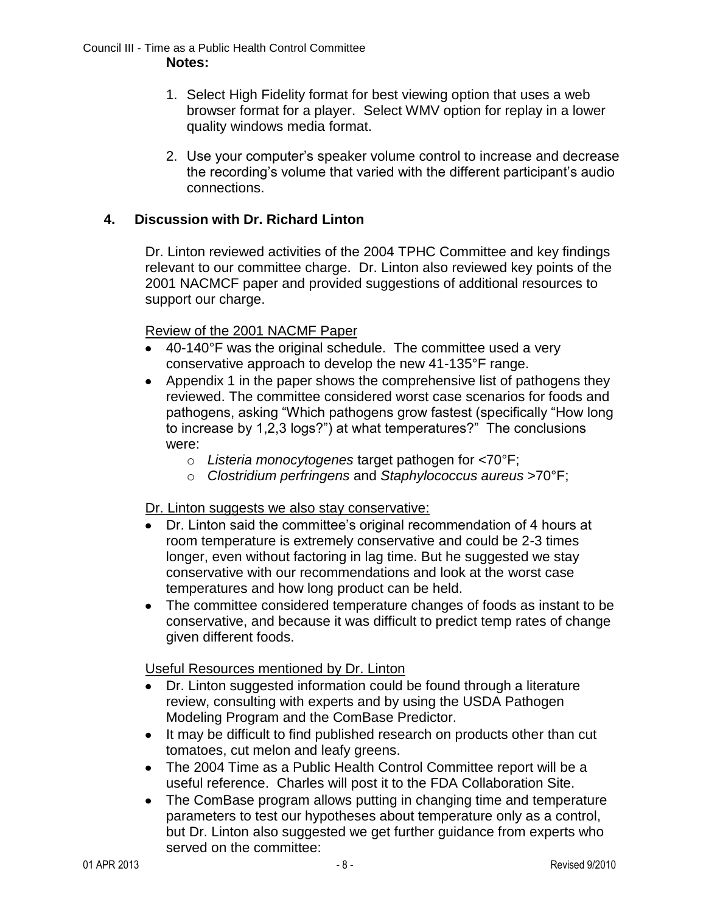**Notes:**

1. Select High Fidelity format for best viewing option that uses a web browser format for a player. Select WMV option for replay in a lower quality windows media format.

2. Use your computer's speaker volume control to increase and decrease the recording's volume that varied with the different participant's audio connections.

## 4. Discussion with Dr. Richard Linton

Dr. Linton reviewed activities of the 2004 TPHC Committee and key findings relevant to our committee charge. Dr. Linton also reviewed key points of the 2001 NACMCF paper and provided suggestions of additional resources to support our charge.

Review of the 2001 NACMF Paper

- 40-140°F was the original schedule. The committee used a very conservative approach to develop the new 41-135°F range.
- Appendix 1 in the paper shows the comprehensive list of pathogens they reviewed. The committee considered worst case scenarios for foods and pathogens, asking "Which pathogens grow fastest (specifically "How long to increase by 1,2,3 logs?") at what temperatures?" The conclusions were:
  - *Listeria monocytogenes* target pathogen for <70°F;
  - *Clostridium perfringens* and *Staphylococcus aureus* >70°F;

Dr. Linton suggests we also stay conservative:

- Dr. Linton said the committee's original recommendation of 4 hours at room temperature is extremely conservative and could be 2-3 times longer, even without factoring in lag time. But he suggested we stay conservative with our recommendations and look at the worst case temperatures and how long product can be held.
- The committee considered temperature changes of foods as instant to be conservative, and because it was difficult to predict temp rates of change given different foods.

Useful Resources mentioned by Dr. Linton

- Dr. Linton suggested information could be found through a literature review, consulting with experts and by using the USDA Pathogen Modeling Program and the ComBase Predictor.
- It may be difficult to find published research on products other than cut tomatoes, cut melon and leafy greens.
- The 2004 Time as a Public Health Control Committee report will be a useful reference. Charles will post it to the FDA Collaboration Site.
- The ComBase program allows putting in changing time and temperature parameters to test our hypotheses about temperature only as a control, but Dr. Linton also suggested we get further guidance from experts who served on the committee: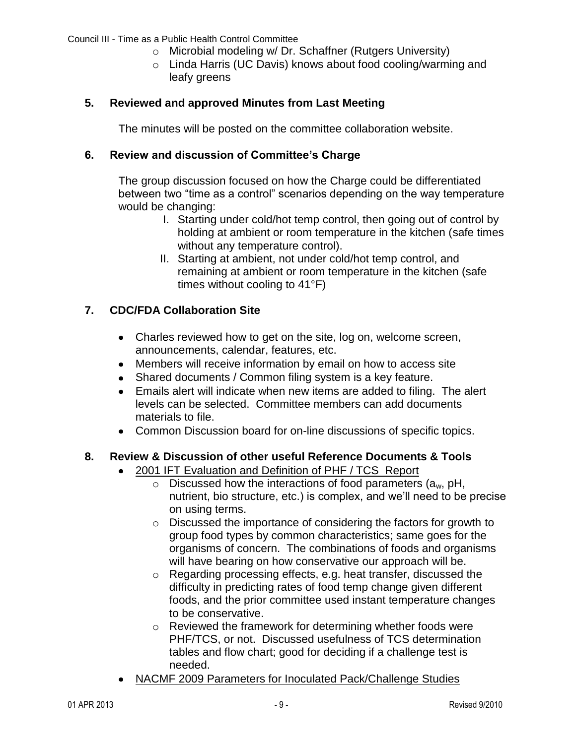- Microbial modeling w/ Dr. Schaffner (Rutgers University)
  - Linda Harris (UC Davis) knows about food cooling/warming and leafy greens

### 5. Reviewed and approved Minutes from Last Meeting

The minutes will be posted on the committee collaboration website.

### 6. Review and discussion of Committee's Charge

The group discussion focused on how the Charge could be differentiated between two "time as a control" scenarios depending on the way temperature would be changing:

I. Starting under cold/hot temp control, then going out of control by holding at ambient or room temperature in the kitchen (safe times without any temperature control).

II. Starting at ambient, not under cold/hot temp control, and remaining at ambient or room temperature in the kitchen (safe times without cooling to 41°F)

### 7. CDC/FDA Collaboration Site

- Charles reviewed how to get on the site, log on, welcome screen, announcements, calendar, features, etc.
- Members will receive information by email on how to access site
- Shared documents / Common filing system is a key feature.
- Emails alert will indicate when new items are added to filing. The alert levels can be selected. Committee members can add documents materials to file.
- Common Discussion board for on-line discussions of specific topics.

### 8. Review & Discussion of other useful Reference Documents & Tools

- <u>2001 IFT Evaluation and Definition of PHF / TCS Report</u>
  - Discussed how the interactions of food parameters ($a_w$, pH, nutrient, bio structure, etc.) is complex, and we'll need to be precise on using terms.
  - Discussed the importance of considering the factors for growth to group food types by common characteristics; same goes for the organisms of concern. The combinations of foods and organisms will have bearing on how conservative our approach will be.
  - Regarding processing effects, e.g. heat transfer, discussed the difficulty in predicting rates of food temp change given different foods, and the prior committee used instant temperature changes to be conservative.
  - Reviewed the framework for determining whether foods were PHF/TCS, or not. Discussed usefulness of TCS determination tables and flow chart; good for deciding if a challenge test is needed.
- <u>NACMF 2009 Parameters for Inoculated Pack/Challenge Studies</u>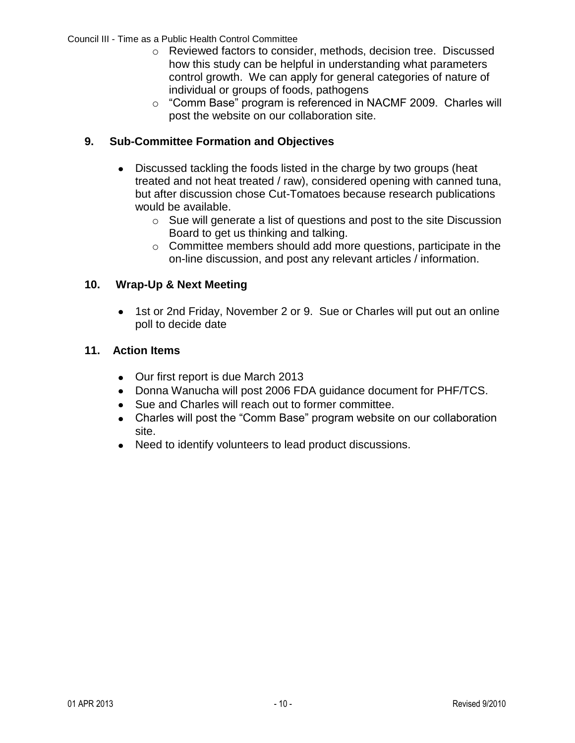- Reviewed factors to consider, methods, decision tree. Discussed how this study can be helpful in understanding what parameters control growth. We can apply for general categories of nature of individual or groups of foods, pathogens
- "Comm Base" program is referenced in NACMF 2009. Charles will post the website on our collaboration site.

## 9. Sub-Committee Formation and Objectives

- Discussed tackling the foods listed in the charge by two groups (heat treated and not heat treated / raw), considered opening with canned tuna, but after discussion chose Cut-Tomatoes because research publications would be available.
  - Sue will generate a list of questions and post to the site Discussion Board to get us thinking and talking.
  - Committee members should add more questions, participate in the on-line discussion, and post any relevant articles / information.

## 10. Wrap-Up & Next Meeting

- 1st or 2nd Friday, November 2 or 9. Sue or Charles will put out an online poll to decide date

## 11. Action Items

- Our first report is due March 2013
- Donna Wanucha will post 2006 FDA guidance document for PHF/TCS.
- Sue and Charles will reach out to former committee.
- Charles will post the "Comm Base" program website on our collaboration site.
- Need to identify volunteers to lead product discussions.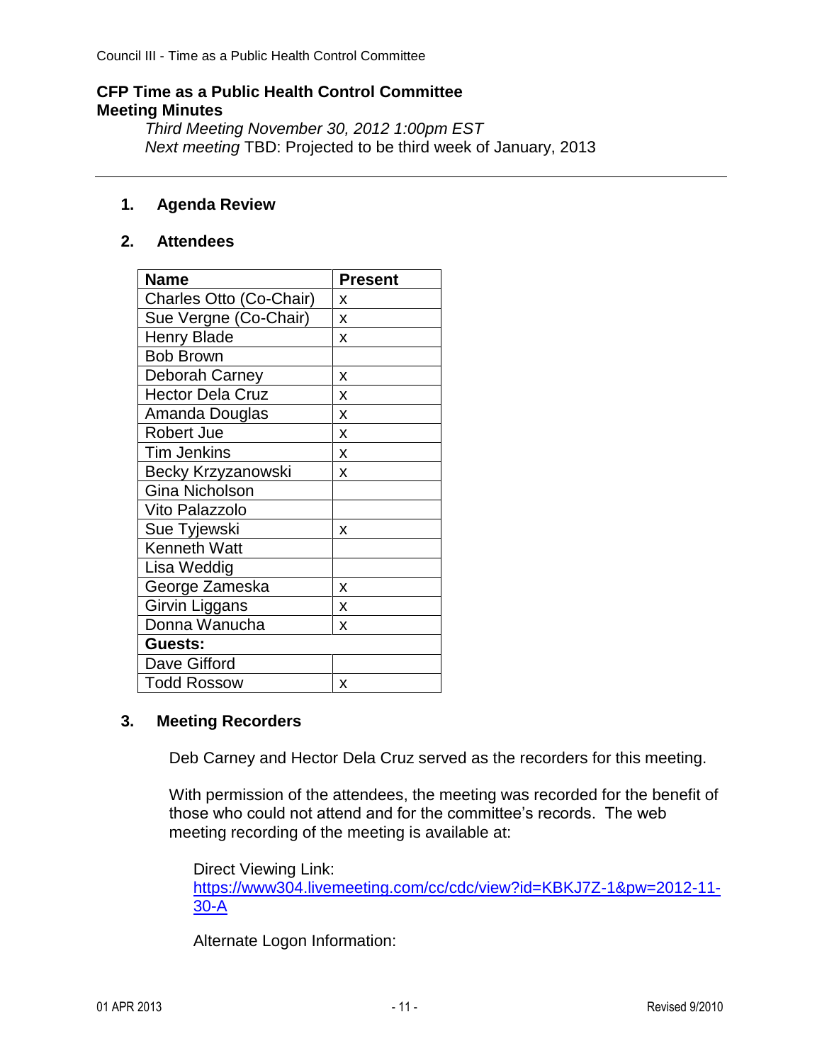## CFP Time as a Public Health Control Committee
## Meeting Minutes

*Third Meeting November 30, 2012 1:00pm EST*
*Next meeting* TBD: Projected to be third week of January, 2013

---

### 1. Agenda Review

### 2. Attendees

| Name | Present |
|---|---|
| Charles Otto (Co-Chair) | x |
| Sue Vergne (Co-Chair) | x |
| Henry Blade | x |
| Bob Brown | |
| Deborah Carney | x |
| Hector Dela Cruz | x |
| Amanda Douglas | x |
| Robert Jue | x |
| Tim Jenkins | x |
| Becky Krzyzanowski | x |
| Gina Nicholson | |
| Vito Palazzolo | |
| Sue Tyjewski | x |
| Kenneth Watt | |
| Lisa Weddig | |
| George Zameska | x |
| Girvin Liggans | x |
| Donna Wanucha | x |
| **Guests:** | |
| Dave Gifford | |
| Todd Rossow | x |

### 3. Meeting Recorders

Deb Carney and Hector Dela Cruz served as the recorders for this meeting.

With permission of the attendees, the meeting was recorded for the benefit of those who could not attend and for the committee's records. The web meeting recording of the meeting is available at:

Direct Viewing Link:
https://www304.livemeeting.com/cc/cdc/view?id=KBKJ7Z-1&pw=2012-11-30-A

Alternate Logon Information: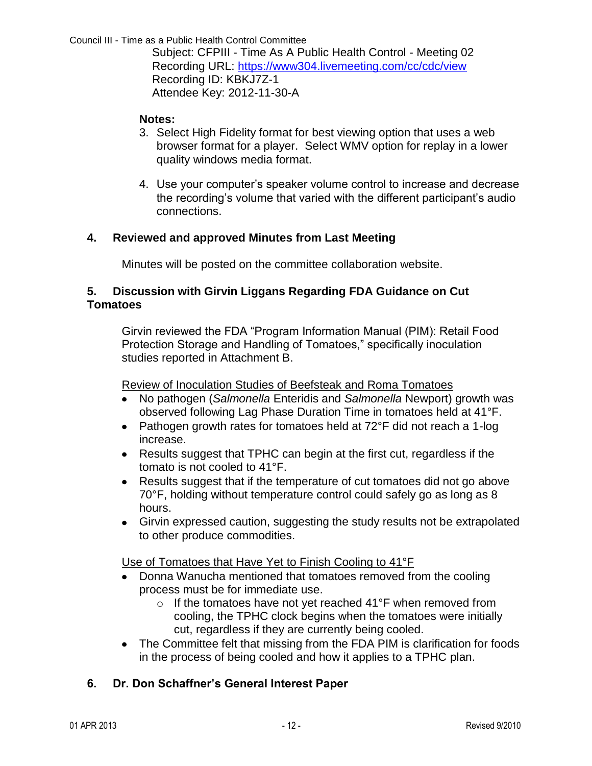Subject: CFPIII - Time As A Public Health Control - Meeting 02
Recording URL: https://www304.livemeeting.com/cc/cdc/view
Recording ID: KBKJ7Z-1
Attendee Key: 2012-11-30-A

**Notes:**

3. Select High Fidelity format for best viewing option that uses a web browser format for a player. Select WMV option for replay in a lower quality windows media format.

4. Use your computer's speaker volume control to increase and decrease the recording's volume that varied with the different participant's audio connections.

### 4. Reviewed and approved Minutes from Last Meeting

Minutes will be posted on the committee collaboration website.

### 5. Discussion with Girvin Liggans Regarding FDA Guidance on Cut Tomatoes

Girvin reviewed the FDA "Program Information Manual (PIM): Retail Food Protection Storage and Handling of Tomatoes," specifically inoculation studies reported in Attachment B.

Review of Inoculation Studies of Beefsteak and Roma Tomatoes

- No pathogen (*Salmonella* Enteridis and *Salmonella* Newport) growth was observed following Lag Phase Duration Time in tomatoes held at 41°F.
- Pathogen growth rates for tomatoes held at 72°F did not reach a 1-log increase.
- Results suggest that TPHC can begin at the first cut, regardless if the tomato is not cooled to 41°F.
- Results suggest that if the temperature of cut tomatoes did not go above 70°F, holding without temperature control could safely go as long as 8 hours.
- Girvin expressed caution, suggesting the study results not be extrapolated to other produce commodities.

Use of Tomatoes that Have Yet to Finish Cooling to 41°F

- Donna Wanucha mentioned that tomatoes removed from the cooling process must be for immediate use.
  - If the tomatoes have not yet reached 41°F when removed from cooling, the TPHC clock begins when the tomatoes were initially cut, regardless if they are currently being cooled.
- The Committee felt that missing from the FDA PIM is clarification for foods in the process of being cooled and how it applies to a TPHC plan.

### 6. Dr. Don Schaffner's General Interest Paper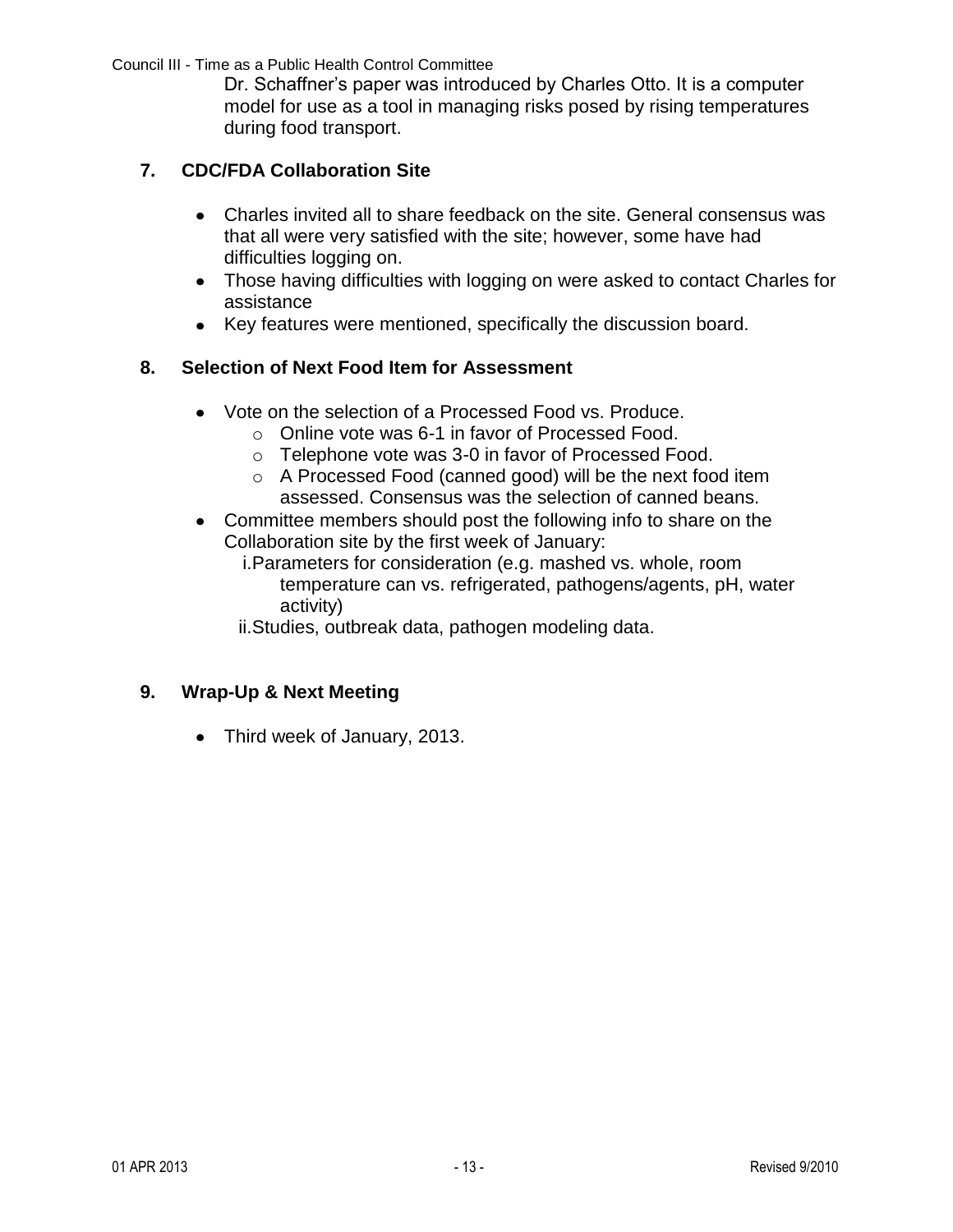Dr. Schaffner's paper was introduced by Charles Otto. It is a computer model for use as a tool in managing risks posed by rising temperatures during food transport.

## 7. CDC/FDA Collaboration Site

- Charles invited all to share feedback on the site. General consensus was that all were very satisfied with the site; however, some have had difficulties logging on.
- Those having difficulties with logging on were asked to contact Charles for assistance
- Key features were mentioned, specifically the discussion board.

## 8. Selection of Next Food Item for Assessment

- Vote on the selection of a Processed Food vs. Produce.
  - Online vote was 6-1 in favor of Processed Food.
  - Telephone vote was 3-0 in favor of Processed Food.
  - A Processed Food (canned good) will be the next food item assessed. Consensus was the selection of canned beans.
- Committee members should post the following info to share on the Collaboration site by the first week of January:
  - i. Parameters for consideration (e.g. mashed vs. whole, room temperature can vs. refrigerated, pathogens/agents, pH, water activity)
  - ii. Studies, outbreak data, pathogen modeling data.

## 9. Wrap-Up & Next Meeting

- Third week of January, 2013.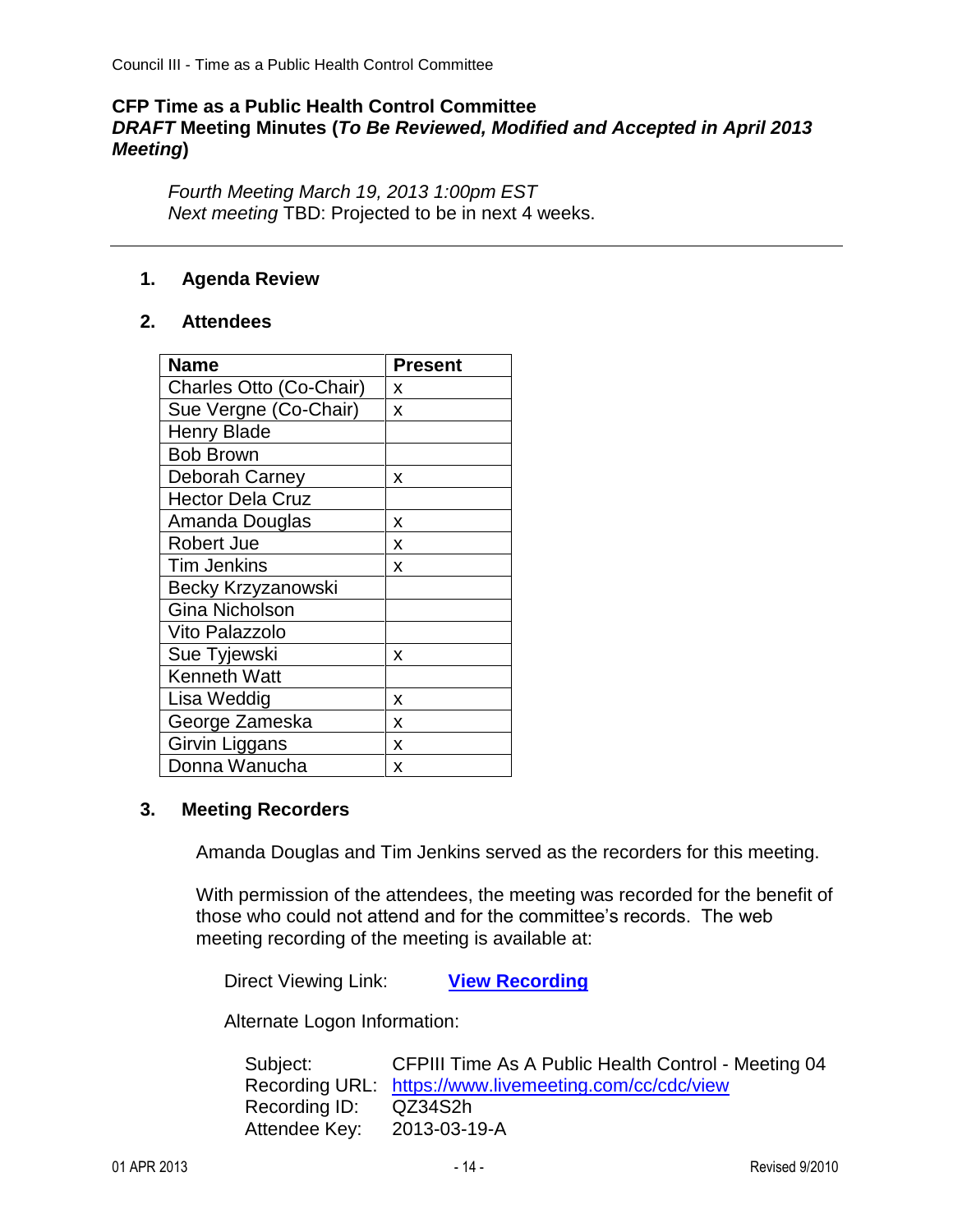## CFP Time as a Public Health Control Committee

***DRAFT* Meeting Minutes (*To Be Reviewed, Modified and Accepted in April 2013 Meeting*)**

*Fourth Meeting March 19, 2013 1:00pm EST*
*Next meeting* TBD: Projected to be in next 4 weeks.

---

### 1. Agenda Review

### 2. Attendees

| Name | Present |
|---|---|
| Charles Otto (Co-Chair) | x |
| Sue Vergne (Co-Chair) | x |
| Henry Blade | |
| Bob Brown | |
| Deborah Carney | x |
| Hector Dela Cruz | |
| Amanda Douglas | x |
| Robert Jue | x |
| Tim Jenkins | x |
| Becky Krzyzanowski | |
| Gina Nicholson | |
| Vito Palazzolo | |
| Sue Tyjewski | x |
| Kenneth Watt | |
| Lisa Weddig | x |
| George Zameska | x |
| Girvin Liggans | x |
| Donna Wanucha | x |

### 3. Meeting Recorders

Amanda Douglas and Tim Jenkins served as the recorders for this meeting.

With permission of the attendees, the meeting was recorded for the benefit of those who could not attend and for the committee's records. The web meeting recording of the meeting is available at:

Direct Viewing Link: **View Recording**

Alternate Logon Information:

Subject: CFPIII Time As A Public Health Control - Meeting 04
Recording URL: https://www.livemeeting.com/cc/cdc/view
Recording ID: QZ34S2h
Attendee Key: 2013-03-19-A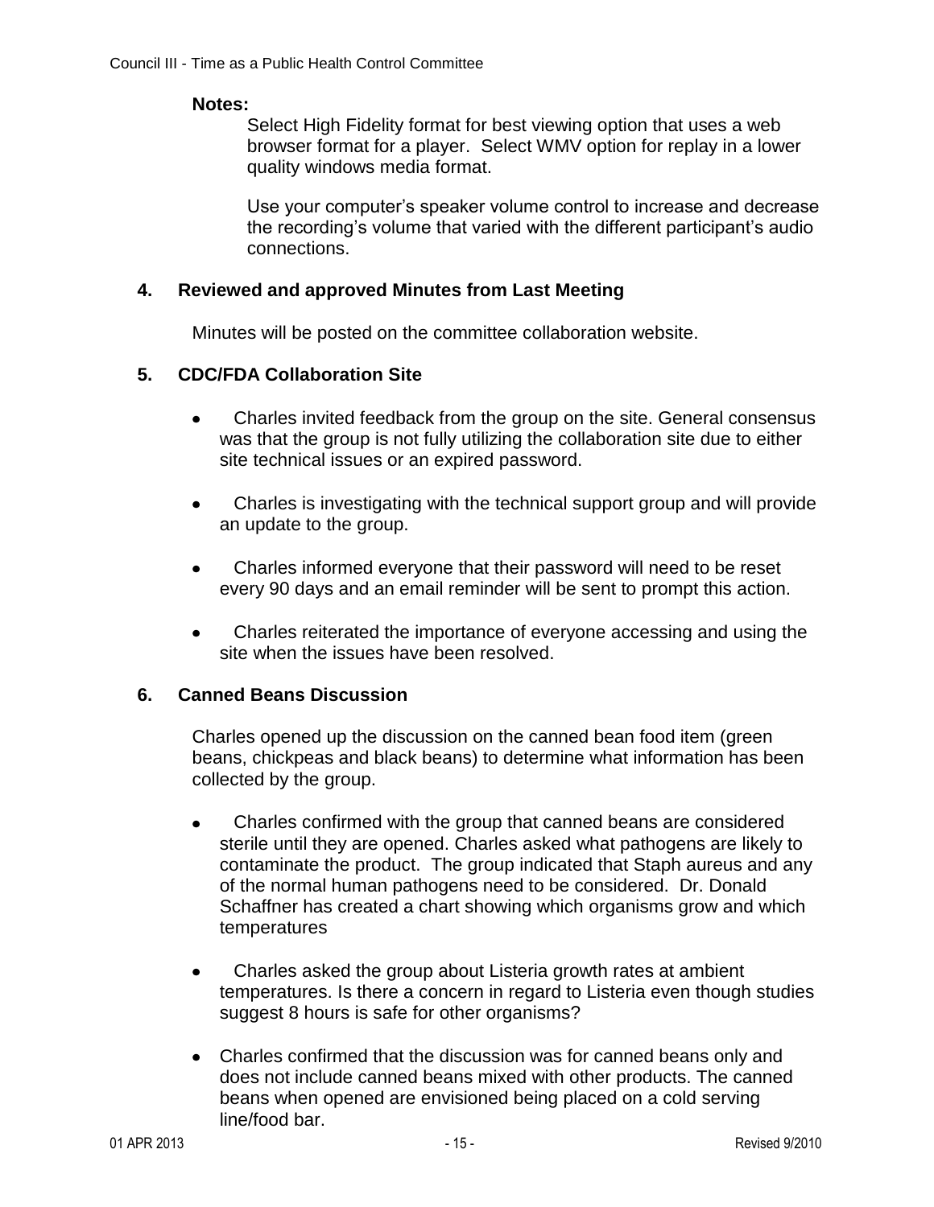**Notes:**

Select High Fidelity format for best viewing option that uses a web browser format for a player. Select WMV option for replay in a lower quality windows media format.

Use your computer's speaker volume control to increase and decrease the recording's volume that varied with the different participant's audio connections.

## 4. Reviewed and approved Minutes from Last Meeting

Minutes will be posted on the committee collaboration website.

## 5. CDC/FDA Collaboration Site

- Charles invited feedback from the group on the site. General consensus was that the group is not fully utilizing the collaboration site due to either site technical issues or an expired password.
- Charles is investigating with the technical support group and will provide an update to the group.
- Charles informed everyone that their password will need to be reset every 90 days and an email reminder will be sent to prompt this action.
- Charles reiterated the importance of everyone accessing and using the site when the issues have been resolved.

## 6. Canned Beans Discussion

Charles opened up the discussion on the canned bean food item (green beans, chickpeas and black beans) to determine what information has been collected by the group.

- Charles confirmed with the group that canned beans are considered sterile until they are opened. Charles asked what pathogens are likely to contaminate the product. The group indicated that Staph aureus and any of the normal human pathogens need to be considered. Dr. Donald Schaffner has created a chart showing which organisms grow and which temperatures
- Charles asked the group about Listeria growth rates at ambient temperatures. Is there a concern in regard to Listeria even though studies suggest 8 hours is safe for other organisms?
- Charles confirmed that the discussion was for canned beans only and does not include canned beans mixed with other products. The canned beans when opened are envisioned being placed on a cold serving line/food bar.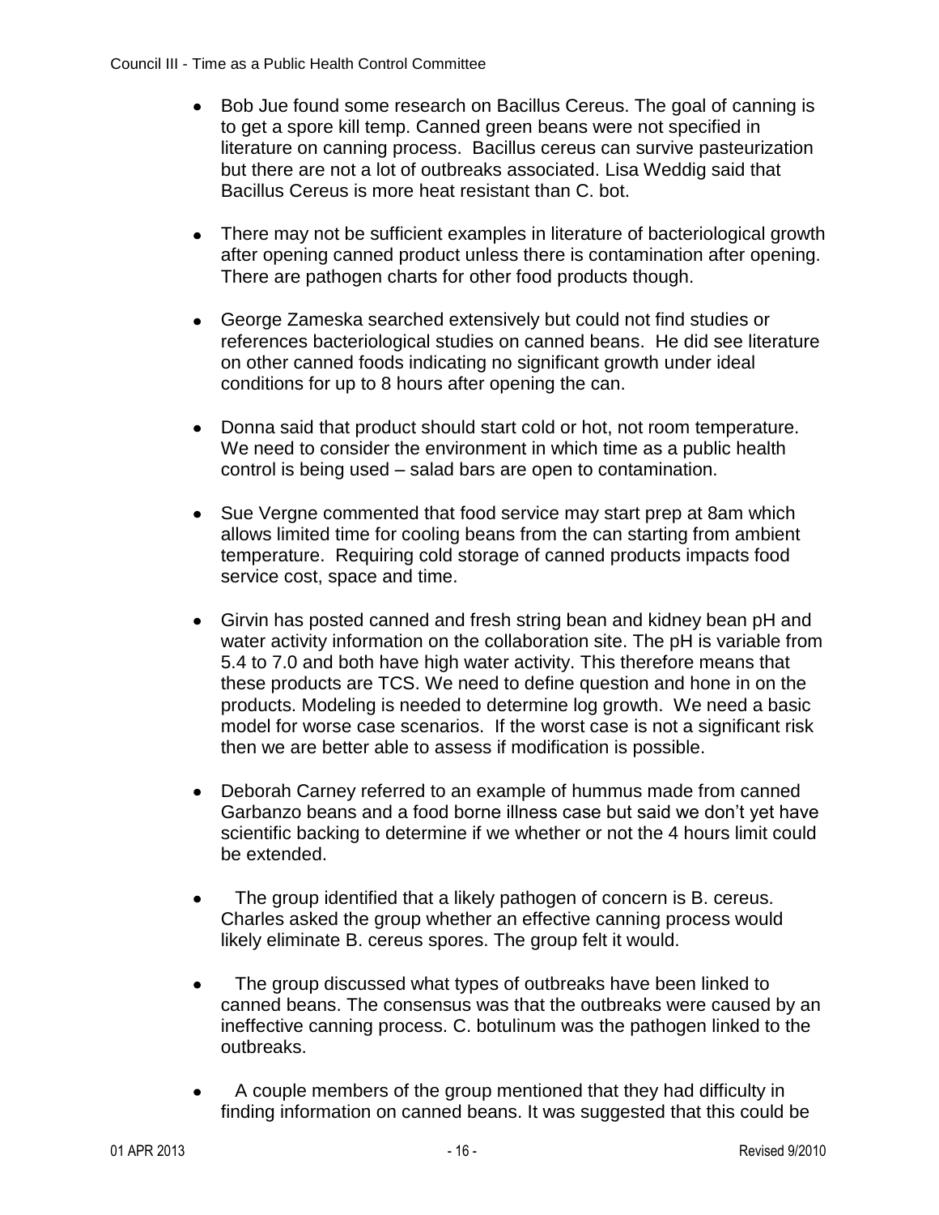- Bob Jue found some research on Bacillus Cereus. The goal of canning is to get a spore kill temp. Canned green beans were not specified in literature on canning process. Bacillus cereus can survive pasteurization but there are not a lot of outbreaks associated. Lisa Weddig said that Bacillus Cereus is more heat resistant than C. bot.

- There may not be sufficient examples in literature of bacteriological growth after opening canned product unless there is contamination after opening. There are pathogen charts for other food products though.

- George Zameska searched extensively but could not find studies or references bacteriological studies on canned beans. He did see literature on other canned foods indicating no significant growth under ideal conditions for up to 8 hours after opening the can.

- Donna said that product should start cold or hot, not room temperature. We need to consider the environment in which time as a public health control is being used – salad bars are open to contamination.

- Sue Vergne commented that food service may start prep at 8am which allows limited time for cooling beans from the can starting from ambient temperature. Requiring cold storage of canned products impacts food service cost, space and time.

- Girvin has posted canned and fresh string bean and kidney bean pH and water activity information on the collaboration site. The pH is variable from 5.4 to 7.0 and both have high water activity. This therefore means that these products are TCS. We need to define question and hone in on the products. Modeling is needed to determine log growth. We need a basic model for worse case scenarios. If the worst case is not a significant risk then we are better able to assess if modification is possible.

- Deborah Carney referred to an example of hummus made from canned Garbanzo beans and a food borne illness case but said we don't yet have scientific backing to determine if we whether or not the 4 hours limit could be extended.

- The group identified that a likely pathogen of concern is B. cereus. Charles asked the group whether an effective canning process would likely eliminate B. cereus spores. The group felt it would.

- The group discussed what types of outbreaks have been linked to canned beans. The consensus was that the outbreaks were caused by an ineffective canning process. C. botulinum was the pathogen linked to the outbreaks.

- A couple members of the group mentioned that they had difficulty in finding information on canned beans. It was suggested that this could be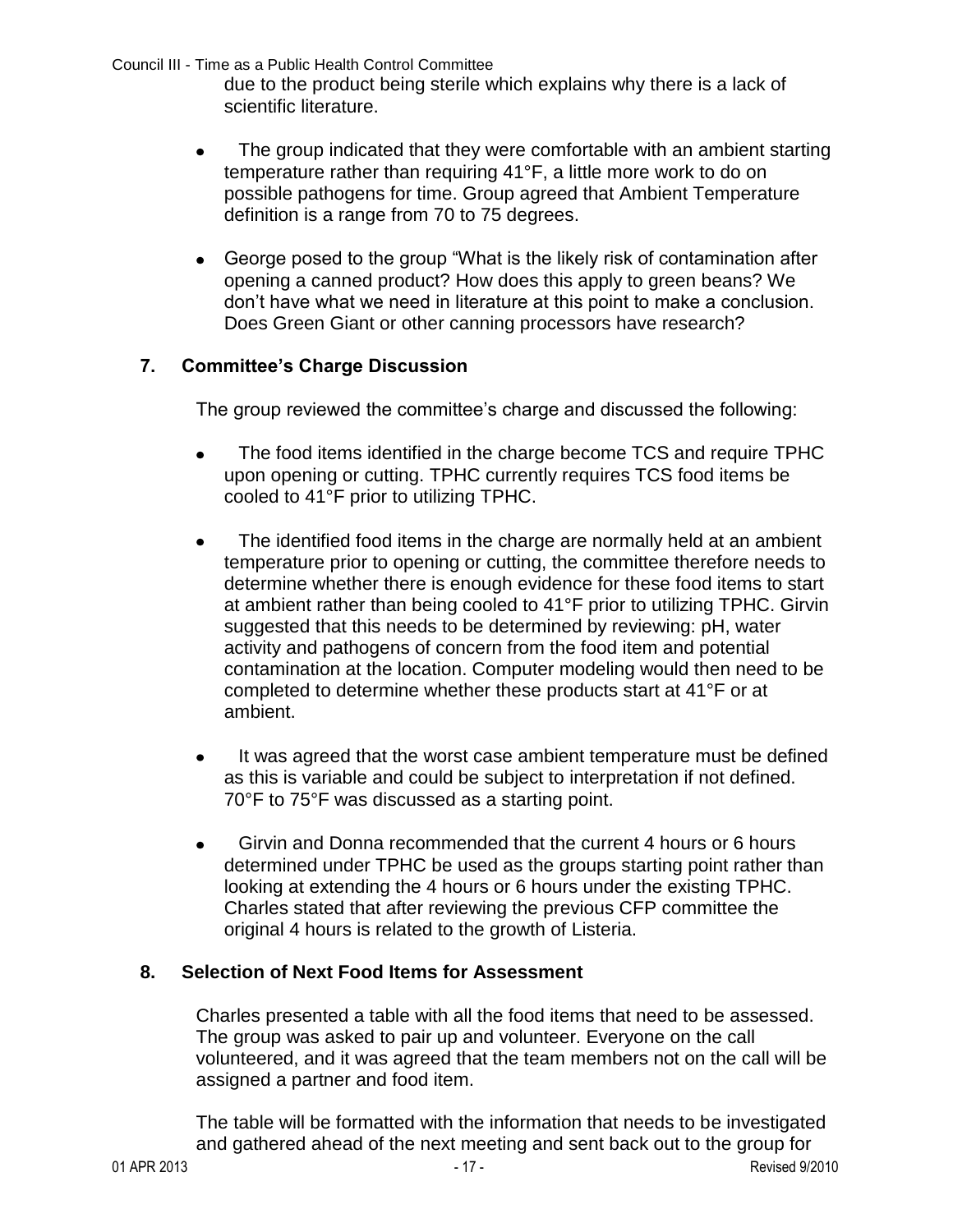due to the product being sterile which explains why there is a lack of scientific literature.

- The group indicated that they were comfortable with an ambient starting temperature rather than requiring 41°F, a little more work to do on possible pathogens for time. Group agreed that Ambient Temperature definition is a range from 70 to 75 degrees.

- George posed to the group "What is the likely risk of contamination after opening a canned product? How does this apply to green beans? We don't have what we need in literature at this point to make a conclusion. Does Green Giant or other canning processors have research?

## 7. Committee's Charge Discussion

The group reviewed the committee's charge and discussed the following:

- The food items identified in the charge become TCS and require TPHC upon opening or cutting. TPHC currently requires TCS food items be cooled to 41°F prior to utilizing TPHC.

- The identified food items in the charge are normally held at an ambient temperature prior to opening or cutting, the committee therefore needs to determine whether there is enough evidence for these food items to start at ambient rather than being cooled to 41°F prior to utilizing TPHC. Girvin suggested that this needs to be determined by reviewing: pH, water activity and pathogens of concern from the food item and potential contamination at the location. Computer modeling would then need to be completed to determine whether these products start at 41°F or at ambient.

- It was agreed that the worst case ambient temperature must be defined as this is variable and could be subject to interpretation if not defined. 70°F to 75°F was discussed as a starting point.

- Girvin and Donna recommended that the current 4 hours or 6 hours determined under TPHC be used as the groups starting point rather than looking at extending the 4 hours or 6 hours under the existing TPHC. Charles stated that after reviewing the previous CFP committee the original 4 hours is related to the growth of Listeria.

## 8. Selection of Next Food Items for Assessment

Charles presented a table with all the food items that need to be assessed. The group was asked to pair up and volunteer. Everyone on the call volunteered, and it was agreed that the team members not on the call will be assigned a partner and food item.

The table will be formatted with the information that needs to be investigated and gathered ahead of the next meeting and sent back out to the group for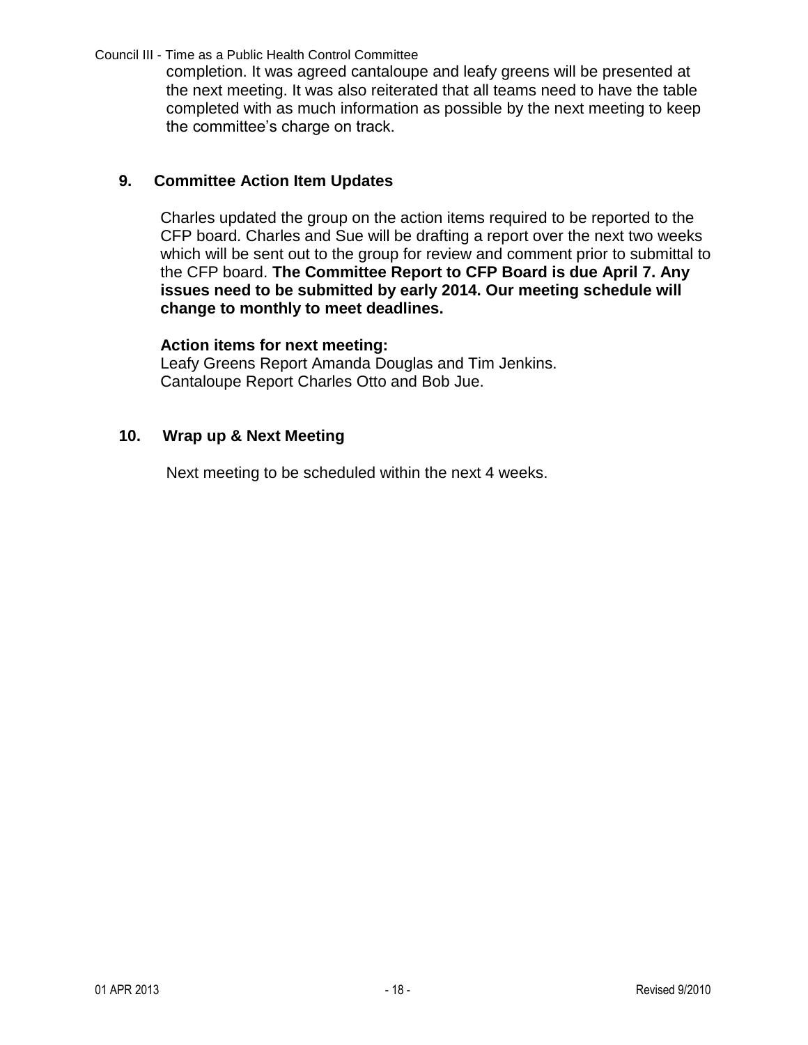completion. It was agreed cantaloupe and leafy greens will be presented at the next meeting. It was also reiterated that all teams need to have the table completed with as much information as possible by the next meeting to keep the committee's charge on track.

## 9. Committee Action Item Updates

Charles updated the group on the action items required to be reported to the CFP board. Charles and Sue will be drafting a report over the next two weeks which will be sent out to the group for review and comment prior to submittal to the CFP board. **The Committee Report to CFP Board is due April 7. Any issues need to be submitted by early 2014. Our meeting schedule will change to monthly to meet deadlines.**

**Action items for next meeting:**
Leafy Greens Report Amanda Douglas and Tim Jenkins.
Cantaloupe Report Charles Otto and Bob Jue.

## 10. Wrap up & Next Meeting

Next meeting to be scheduled within the next 4 weeks.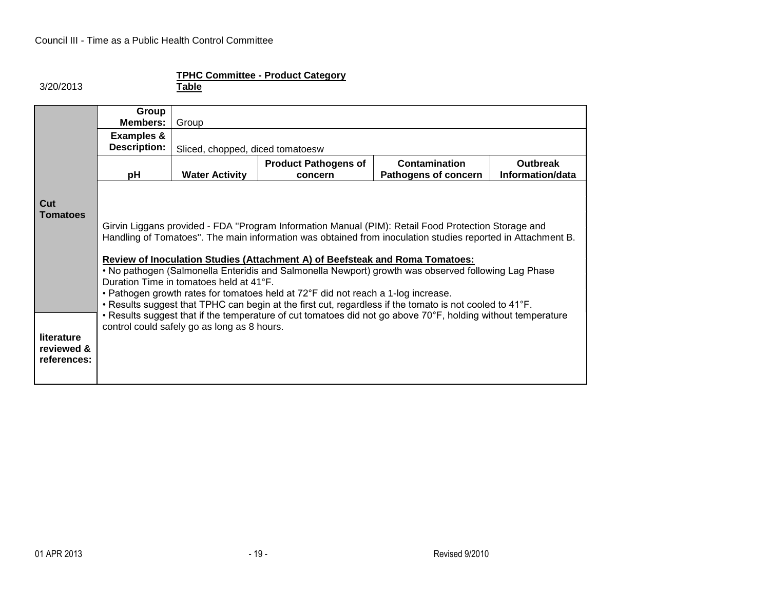Council III - Time as a Public Health Control Committee

3/20/2013

**TPHC Committee - Product Category Table**

| | | | | | |
|---|---|---|---|---|---|
| **Cut Tomatoes** | **Group Members:** | Group | | | |
| | **Examples & Description:** | Sliced, chopped, diced tomatoesw | | | |
| | **pH** | **Water Activity** | **Product Pathogens of concern** | **Contamination Pathogens of concern** | **Outbreak Information/data** |
| **literature reviewed & references:** | Girvin Liggans provided - FDA "Program Information Manual (PIM): Retail Food Protection Storage and Handling of Tomatoes". The main information was obtained from inoculation studies reported in Attachment B.<br><br>**Review of Inoculation Studies (Attachment A) of Beefsteak and Roma Tomatoes:**<br>• No pathogen (Salmonella Enteridis and Salmonella Newport) growth was observed following Lag Phase Duration Time in tomatoes held at 41°F.<br>• Pathogen growth rates for tomatoes held at 72°F did not reach a 1-log increase.<br>• Results suggest that TPHC can begin at the first cut, regardless if the tomato is not cooled to 41°F.<br>• Results suggest that if the temperature of cut tomatoes did not go above 70°F, holding without temperature control could safely go as long as 8 hours. | | | | |

01 APR 2013

Revised 9/2010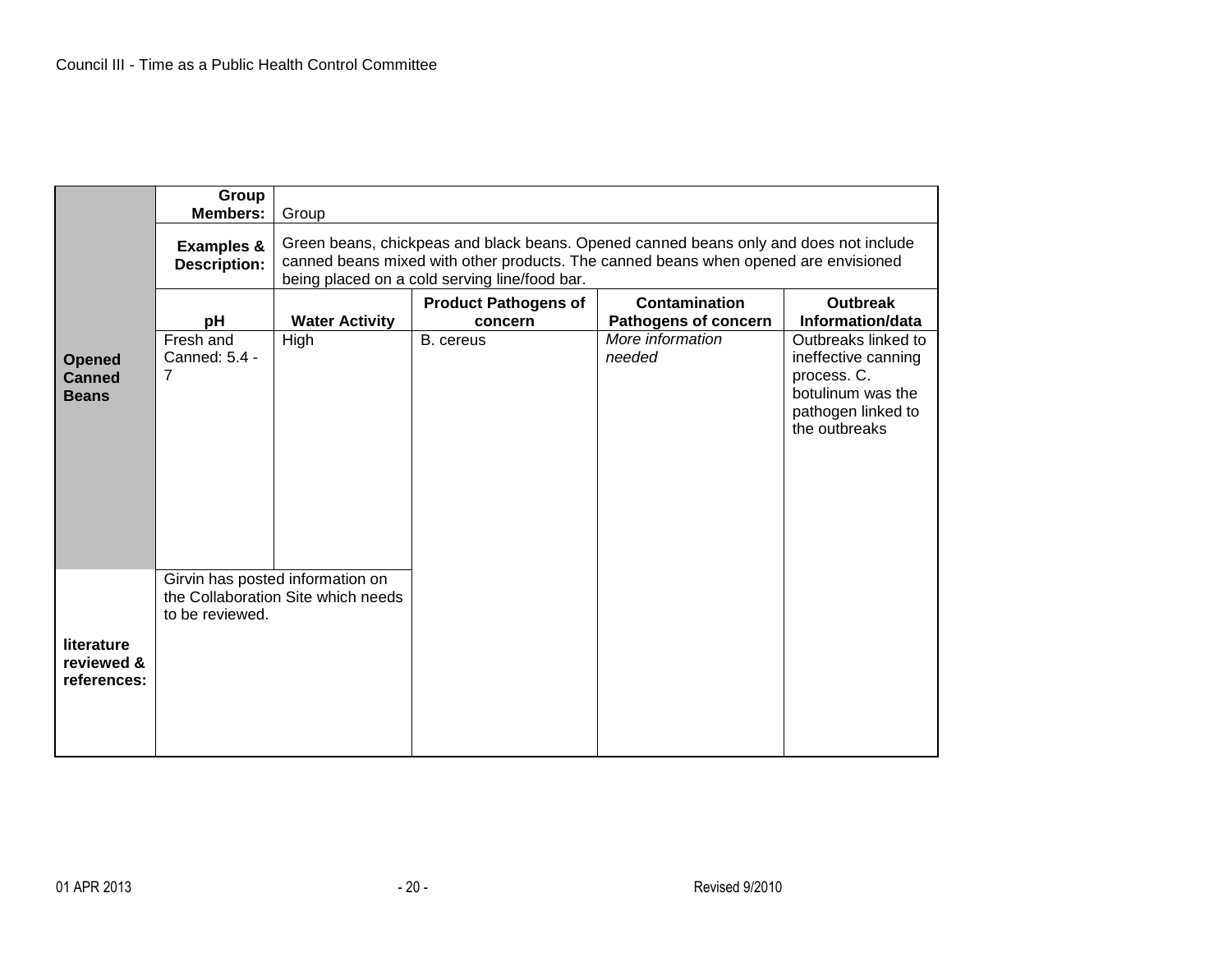| Opened Canned Beans | Group Members: | Group | | | |
|---|---|---|---|---|---|
| | Examples & Description: | Green beans, chickpeas and black beans. Opened canned beans only and does not include canned beans mixed with other products. The canned beans when opened are envisioned being placed on a cold serving line/food bar. | | | |
| | **pH** | **Water Activity** | **Product Pathogens of concern** | **Contamination Pathogens of concern** | **Outbreak Information/data** |
| | Fresh and Canned: 5.4 - 7 | High | B. cereus | *More information needed* | Outbreaks linked to ineffective canning process. C. botulinum was the pathogen linked to the outbreaks |
| **literature reviewed & references:** | Girvin has posted information on the Collaboration Site which needs to be reviewed. | | | | |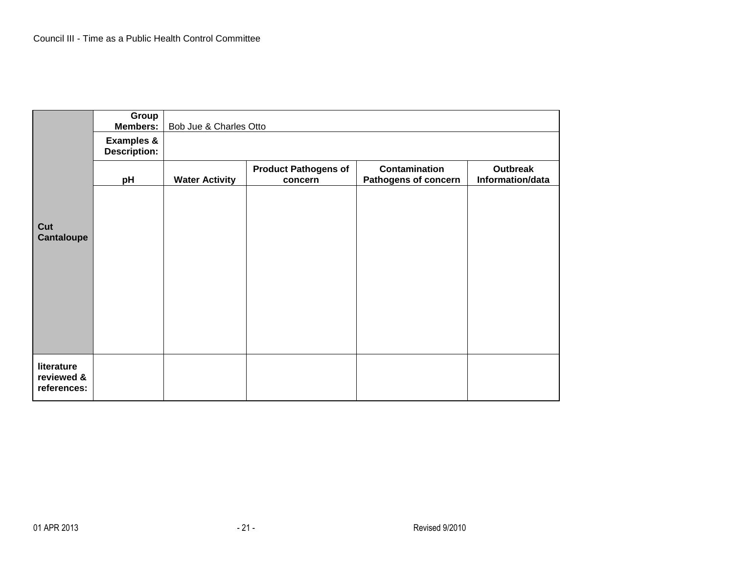| Cut Cantaloupe | Group Members: | Bob Jue & Charles Otto | | | |
|---|---|---|---|---|---|
| | Examples & Description: | | | | |
| | pH | Water Activity | Product Pathogens of concern | Contamination Pathogens of concern | Outbreak Information/data |
| | | | | | |
| literature reviewed & references: | | | | | |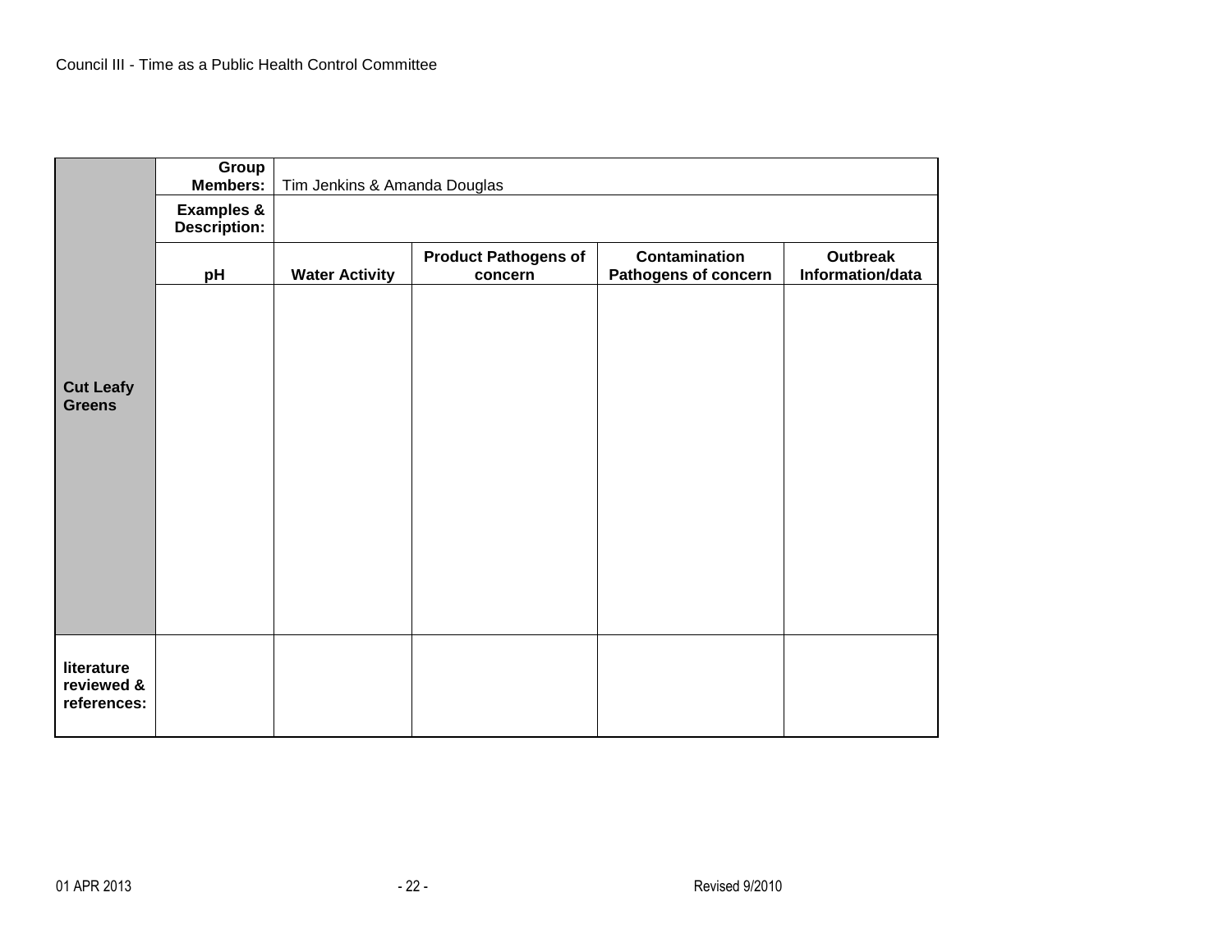| Cut Leafy Greens | Group Members: | Tim Jenkins & Amanda Douglas | | | |
|---|---|---|---|---|---|
| | Examples & Description: | | | | |
| | pH | Water Activity | Product Pathogens of concern | Contamination Pathogens of concern | Outbreak Information/data |
| | | | | | |
| literature reviewed & references: | | | | | |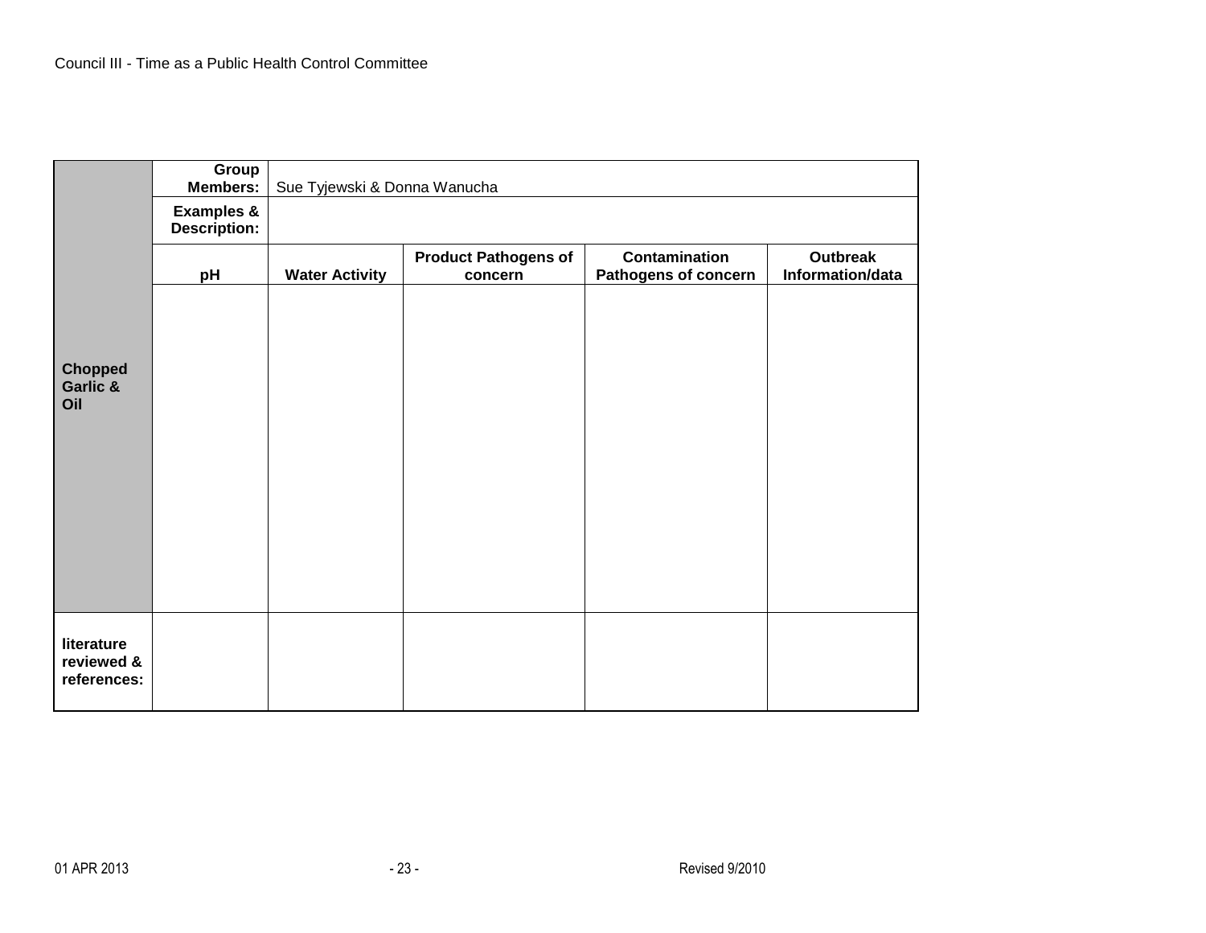| | | | | | |
|---|---|---|---|---|---|
| **Chopped Garlic & Oil** | **Group Members:** | Sue Tyjewski & Donna Wanucha | | | |
| | **Examples & Description:** | | | | |
| | **pH** | **Water Activity** | **Product Pathogens of concern** | **Contamination Pathogens of concern** | **Outbreak Information/data** |
| | | | | | |
| **literature reviewed & references:** | | | | | |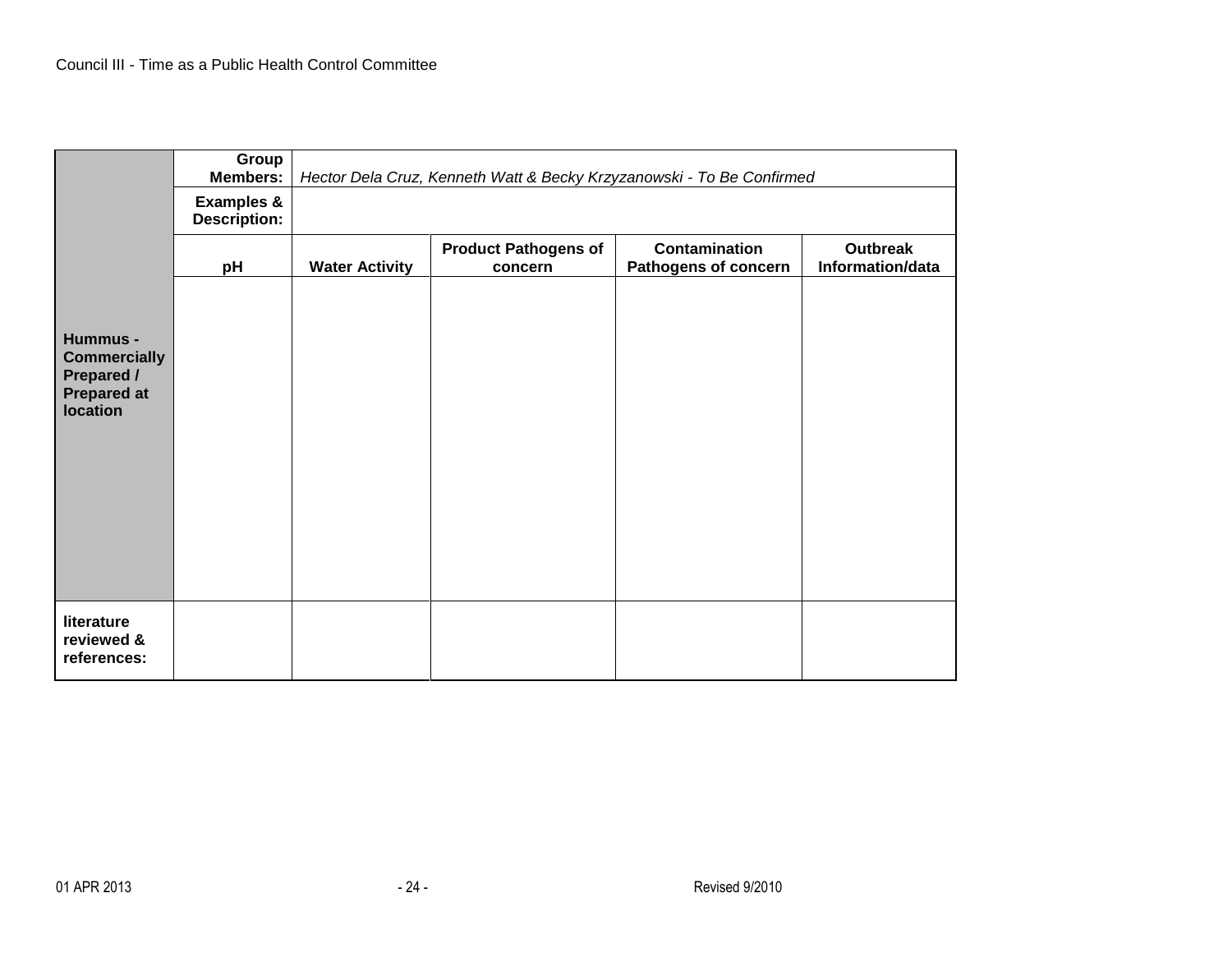| | | | | | |
|---|---|---|---|---|---|
| | **Group Members:** | *Hector Dela Cruz, Kenneth Watt & Becky Krzyzanowski - To Be Confirmed* | | | |
| | **Examples & Description:** | | | | |
| | **pH** | **Water Activity** | **Product Pathogens of concern** | **Contamination Pathogens of concern** | **Outbreak Information/data** |
| **Hummus - Commercially Prepared / Prepared at location** | | | | | |
| **literature reviewed & references:** | | | | | |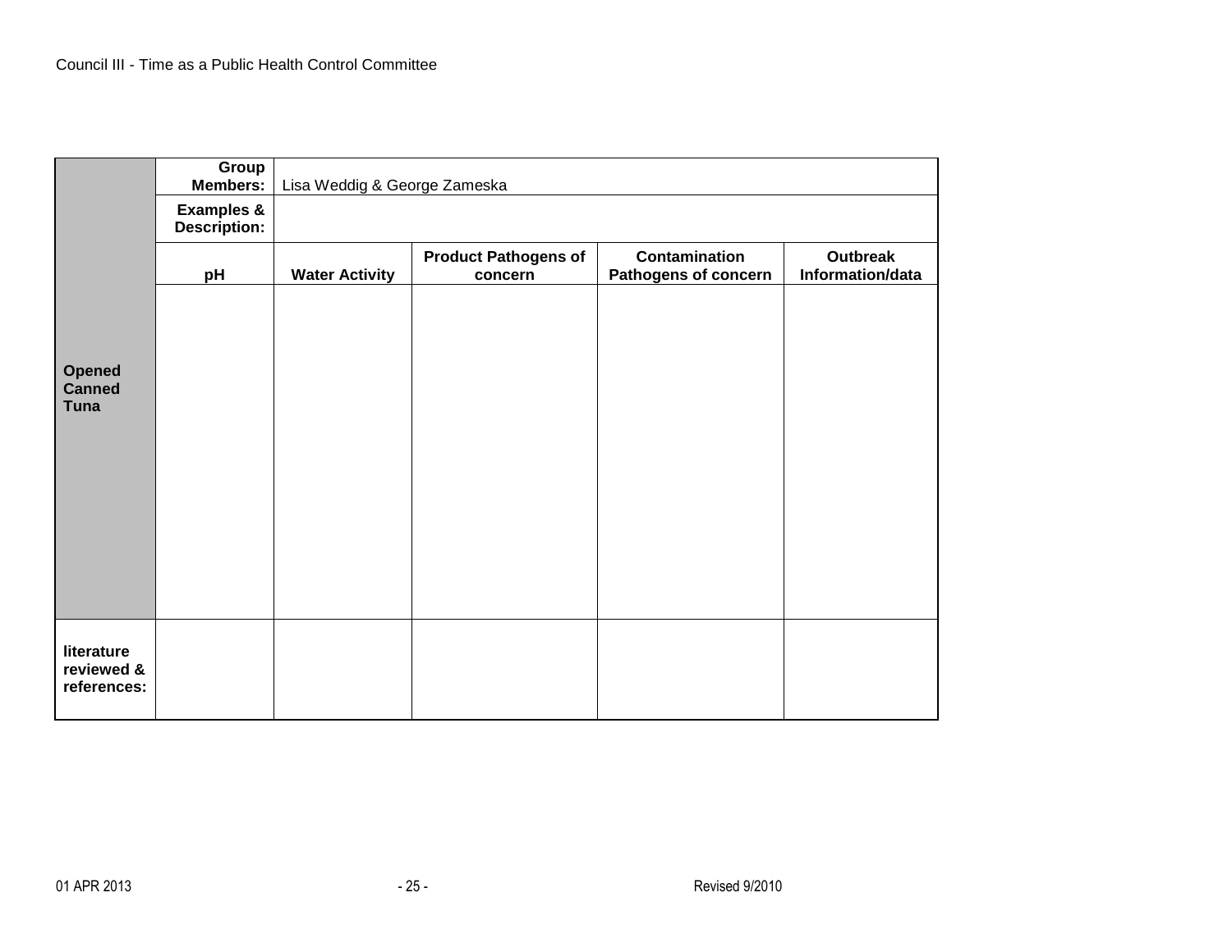Council III - Time as a Public Health Control Committee

| | | | | | |
|---|---|---|---|---|---|
| **Opened Canned Tuna** | **Group Members:** | Lisa Weddig & George Zameska | | | |
| | **Examples & Description:** | | | | |
| | **pH** | **Water Activity** | **Product Pathogens of concern** | **Contamination Pathogens of concern** | **Outbreak Information/data** |
| | | | | | |
| **literature reviewed & references:** | | | | | |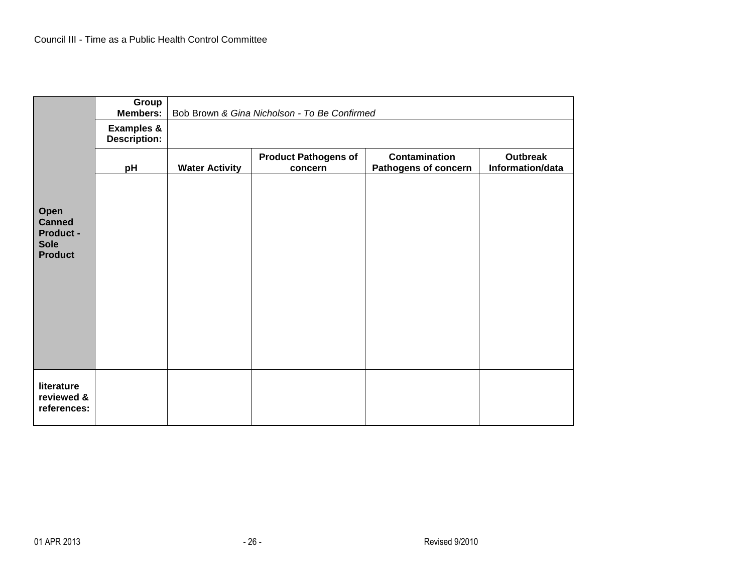Council III - Time as a Public Health Control Committee

| | | | | | |
|---|---|---|---|---|---|
| **Open Canned Product - Sole Product** | **Group Members:** | Bob Brown *& Gina Nicholson - To Be Confirmed* | | | |
| | **Examples & Description:** | | | | |
| | **pH** | **Water Activity** | **Product Pathogens of concern** | **Contamination Pathogens of concern** | **Outbreak Information/data** |
| | | | | | |
| **literature reviewed & references:** | | | | | |

01 APR 2013 Revised 9/2010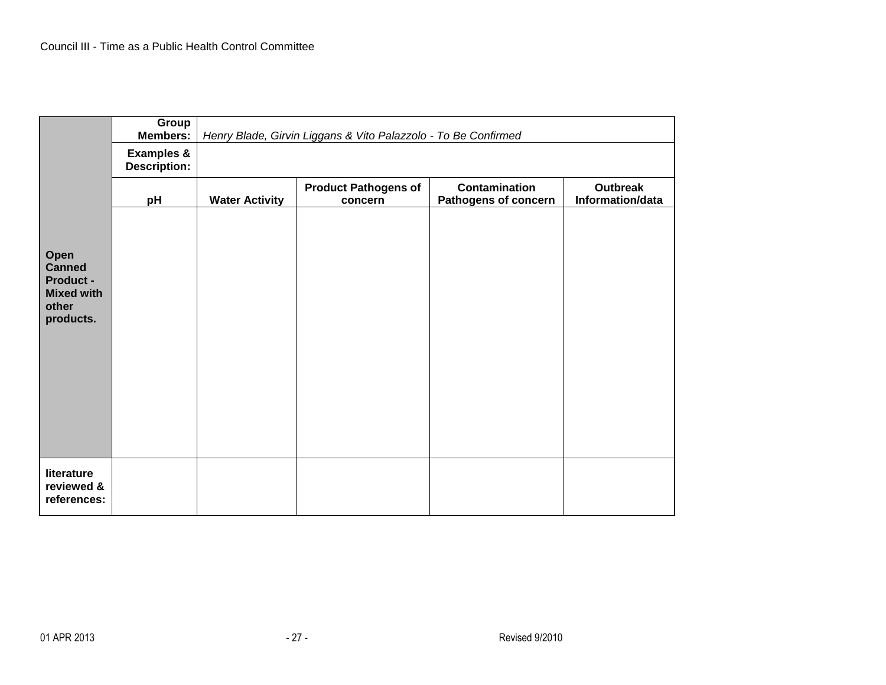| Open Canned Product - Mixed with other products. | Group Members: | *Henry Blade, Girvin Liggans & Vito Palazzolo - To Be Confirmed* | | | |
|---|---|---|---|---|---|
| | Examples & Description: | | | | |
| | pH | Water Activity | Product Pathogens of concern | Contamination Pathogens of concern | Outbreak Information/data |
| | | | | | |
| literature reviewed & references: | | | | | |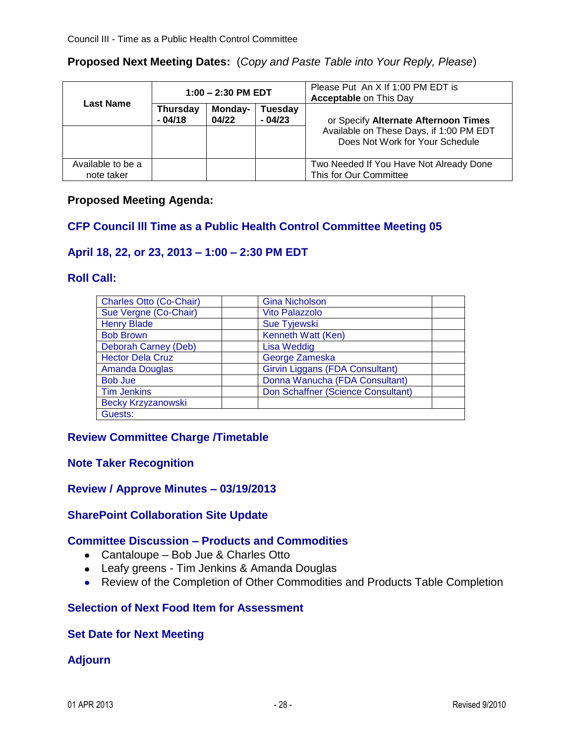**Proposed Next Meeting Dates:** (*Copy and Paste Table into Your Reply, Please*)

| Last Name | 1:00 – 2:30 PM EDT | | | Please Put An X If 1:00 PM EDT is **Acceptable** on This Day |
|---|---|---|---|---|
| | **Thursday - 04/18** | **Monday- 04/22** | **Tuesday - 04/23** | or Specify **Alternate Afternoon Times** Available on These Days, if 1:00 PM EDT Does Not Work for Your Schedule |
| | | | | |
| Available to be a note taker | | | | Two Needed If You Have Not Already Done This for Our Committee |

**Proposed Meeting Agenda:**

## CFP Council lll Time as a Public Health Control Committee Meeting 05

## April 18, 22, or 23, 2013 – 1:00 – 2:30 PM EDT

## Roll Call:

| | | | |
|---|---|---|---|
| Charles Otto (Co-Chair) | | Gina Nicholson | |
| Sue Vergne (Co-Chair) | | Vito Palazzolo | |
| Henry Blade | | Sue Tyjewski | |
| Bob Brown | | Kenneth Watt (Ken) | |
| Deborah Carney (Deb) | | Lisa Weddig | |
| Hector Dela Cruz | | George Zameska | |
| Amanda Douglas | | Girvin Liggans (FDA Consultant) | |
| Bob Jue | | Donna Wanucha (FDA Consultant) | |
| Tim Jenkins | | Don Schaffner (Science Consultant) | |
| Becky Krzyzanowski | | | |
| Guests: | | | |

## Review Committee Charge /Timetable

## Note Taker Recognition

## Review / Approve Minutes – 03/19/2013

## SharePoint Collaboration Site Update

## Committee Discussion – Products and Commodities

- Cantaloupe – Bob Jue & Charles Otto
- Leafy greens - Tim Jenkins & Amanda Douglas
- Review of the Completion of Other Commodities and Products Table Completion

## Selection of Next Food Item for Assessment

## Set Date for Next Meeting

## Adjourn